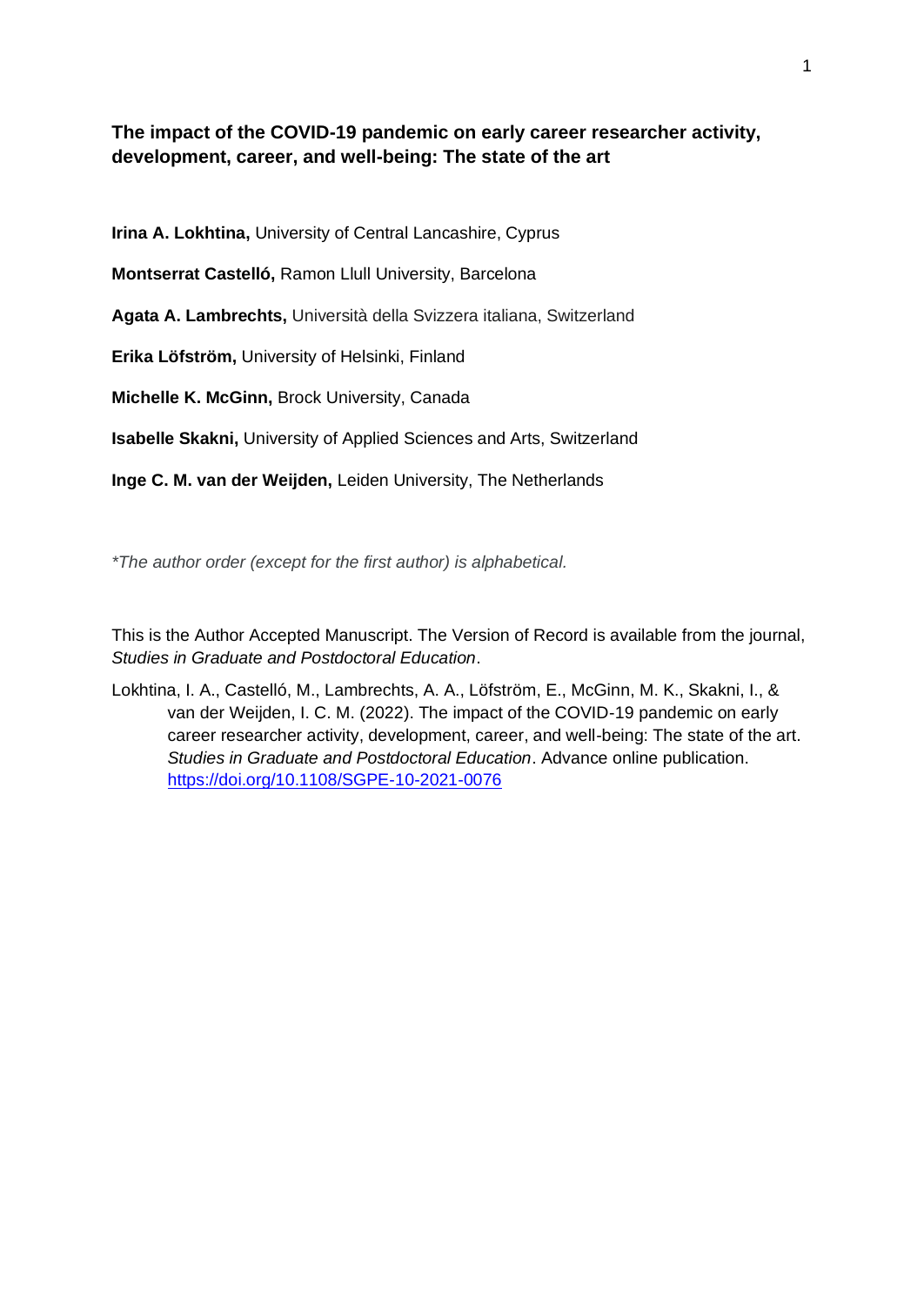# The impact of the COVID-19 pandemic on early career researcher activity, development, career, and well-being: The state of the art

**Irina A. Lokhtina,** University of Central Lancashire, Cyprus

**Montserrat Castelló,** Ramon Llull University, Barcelona

**Agata A. Lambrechts,** Università della Svizzera italiana, Switzerland

**Erika Löfström,** University of Helsinki, Finland

**Michelle K. McGinn,** Brock University, Canada

**Isabelle Skakni,** University of Applied Sciences and Arts, Switzerland

**Inge C. M. van der Weijden,** Leiden University, The Netherlands

*\*The author order (except for the first author) is alphabetical.*

This is the Author Accepted Manuscript. The Version of Record is available from the journal, *Studies in Graduate and Postdoctoral Education*.

Lokhtina, I. A., Castelló, M., Lambrechts, A. A., Löfström, E., McGinn, M. K., Skakni, I., & van der Weijden, I. C. M. (2022). The impact of the COVID-19 pandemic on early career researcher activity, development, career, and well-being: The state of the art. *Studies in Graduate and Postdoctoral Education*. Advance online publication. https://doi.org/10.1108/SGPE-10-2021-0076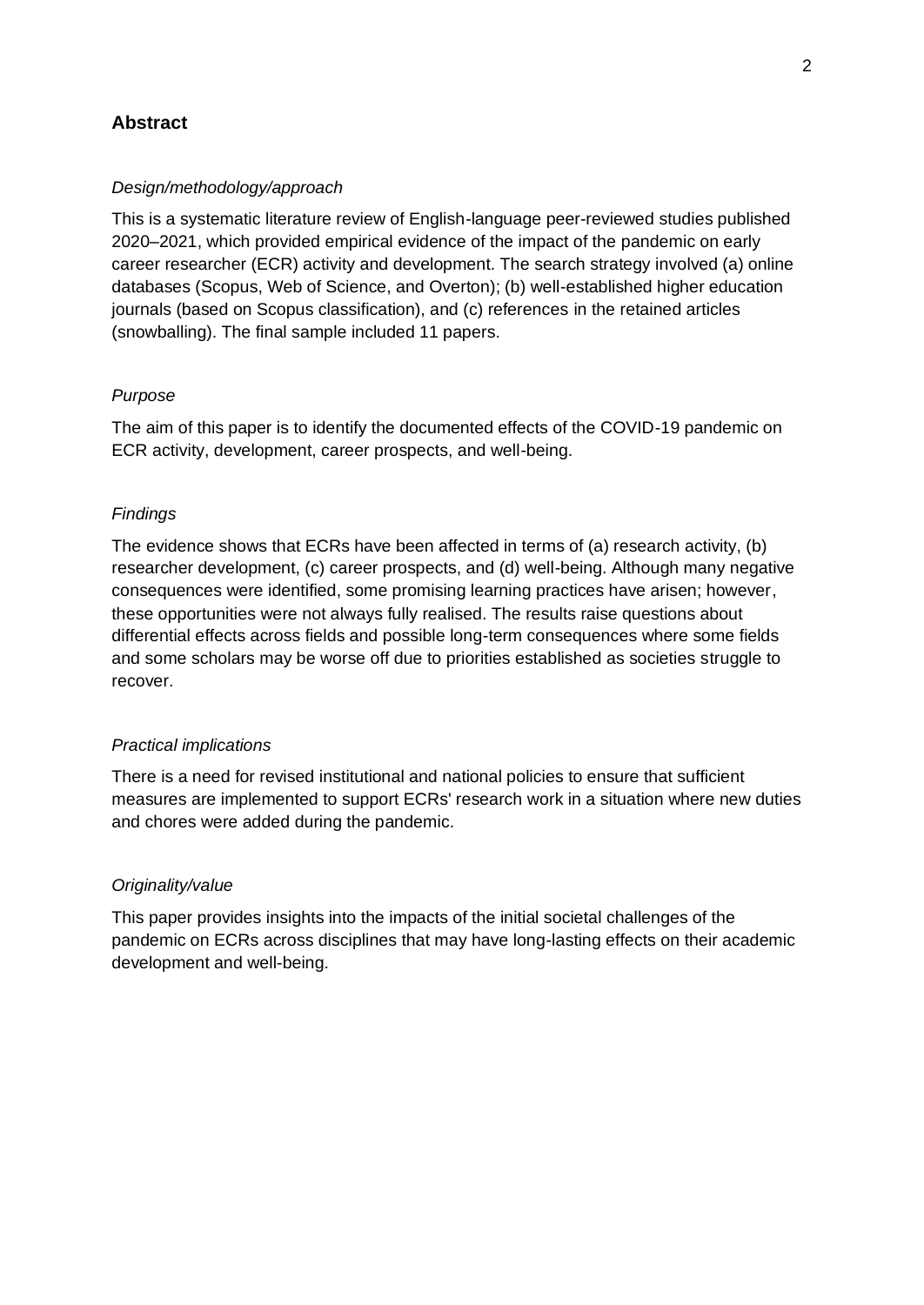## Abstract

### *Design/methodology/approach*

This is a systematic literature review of English-language peer-reviewed studies published 2020–2021, which provided empirical evidence of the impact of the pandemic on early career researcher (ECR) activity and development. The search strategy involved (a) online databases (Scopus, Web of Science, and Overton); (b) well-established higher education journals (based on Scopus classification), and (c) references in the retained articles (snowballing). The final sample included 11 papers.

### *Purpose*

The aim of this paper is to identify the documented effects of the COVID-19 pandemic on ECR activity, development, career prospects, and well-being.

### *Findings*

The evidence shows that ECRs have been affected in terms of (a) research activity, (b) researcher development, (c) career prospects, and (d) well-being. Although many negative consequences were identified, some promising learning practices have arisen; however, these opportunities were not always fully realised. The results raise questions about differential effects across fields and possible long-term consequences where some fields and some scholars may be worse off due to priorities established as societies struggle to recover.

### *Practical implications*

There is a need for revised institutional and national policies to ensure that sufficient measures are implemented to support ECRs' research work in a situation where new duties and chores were added during the pandemic.

### *Originality/value*

This paper provides insights into the impacts of the initial societal challenges of the pandemic on ECRs across disciplines that may have long-lasting effects on their academic development and well-being.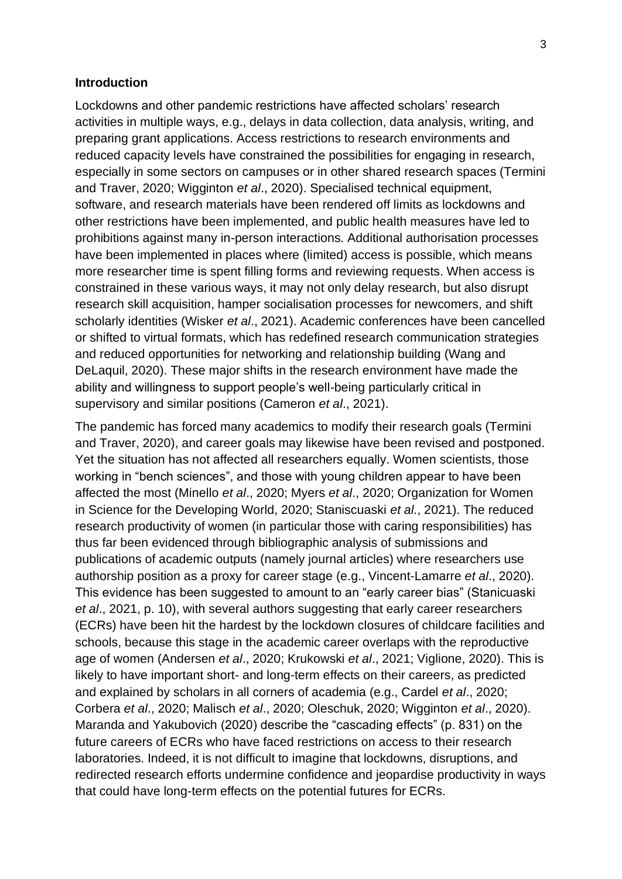**Introduction**

Lockdowns and other pandemic restrictions have affected scholars' research activities in multiple ways, e.g., delays in data collection, data analysis, writing, and preparing grant applications. Access restrictions to research environments and reduced capacity levels have constrained the possibilities for engaging in research, especially in some sectors on campuses or in other shared research spaces (Termini and Traver, 2020; Wigginton *et al*., 2020). Specialised technical equipment, software, and research materials have been rendered off limits as lockdowns and other restrictions have been implemented, and public health measures have led to prohibitions against many in-person interactions. Additional authorisation processes have been implemented in places where (limited) access is possible, which means more researcher time is spent filling forms and reviewing requests. When access is constrained in these various ways, it may not only delay research, but also disrupt research skill acquisition, hamper socialisation processes for newcomers, and shift scholarly identities (Wisker *et al*., 2021). Academic conferences have been cancelled or shifted to virtual formats, which has redefined research communication strategies and reduced opportunities for networking and relationship building (Wang and DeLaquil, 2020). These major shifts in the research environment have made the ability and willingness to support people's well-being particularly critical in supervisory and similar positions (Cameron *et al*., 2021).

The pandemic has forced many academics to modify their research goals (Termini and Traver, 2020), and career goals may likewise have been revised and postponed. Yet the situation has not affected all researchers equally. Women scientists, those working in "bench sciences", and those with young children appear to have been affected the most (Minello *et al*., 2020; Myers *et al*., 2020; Organization for Women in Science for the Developing World, 2020; Staniscuaski *et al*., 2021). The reduced research productivity of women (in particular those with caring responsibilities) has thus far been evidenced through bibliographic analysis of submissions and publications of academic outputs (namely journal articles) where researchers use authorship position as a proxy for career stage (e.g., Vincent-Lamarre *et al*., 2020). This evidence has been suggested to amount to an "early career bias" (Stanicuaski *et al*., 2021, p. 10), with several authors suggesting that early career researchers (ECRs) have been hit the hardest by the lockdown closures of childcare facilities and schools, because this stage in the academic career overlaps with the reproductive age of women (Andersen *et al*., 2020; Krukowski *et al*., 2021; Viglione, 2020). This is likely to have important short- and long-term effects on their careers, as predicted and explained by scholars in all corners of academia (e.g., Cardel *et al*., 2020; Corbera *et al*., 2020; Malisch *et al*., 2020; Oleschuk, 2020; Wigginton *et al*., 2020). Maranda and Yakubovich (2020) describe the "cascading effects" (p. 831) on the future careers of ECRs who have faced restrictions on access to their research laboratories. Indeed, it is not difficult to imagine that lockdowns, disruptions, and redirected research efforts undermine confidence and jeopardise productivity in ways that could have long-term effects on the potential futures for ECRs.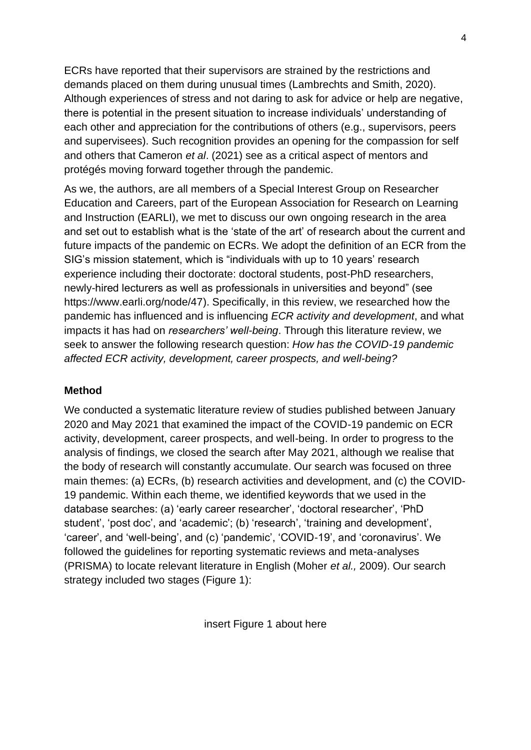ECRs have reported that their supervisors are strained by the restrictions and demands placed on them during unusual times (Lambrechts and Smith, 2020). Although experiences of stress and not daring to ask for advice or help are negative, there is potential in the present situation to increase individuals' understanding of each other and appreciation for the contributions of others (e.g., supervisors, peers and supervisees). Such recognition provides an opening for the compassion for self and others that Cameron *et al*. (2021) see as a critical aspect of mentors and protégés moving forward together through the pandemic.

As we, the authors, are all members of a Special Interest Group on Researcher Education and Careers, part of the European Association for Research on Learning and Instruction (EARLI), we met to discuss our own ongoing research in the area and set out to establish what is the 'state of the art' of research about the current and future impacts of the pandemic on ECRs. We adopt the definition of an ECR from the SIG's mission statement, which is "individuals with up to 10 years' research experience including their doctorate: doctoral students, post-PhD researchers, newly-hired lecturers as well as professionals in universities and beyond" (see https://www.earli.org/node/47). Specifically, in this review, we researched how the pandemic has influenced and is influencing *ECR activity and development*, and what impacts it has had on *researchers' well-being*. Through this literature review, we seek to answer the following research question: *How has the COVID-19 pandemic affected ECR activity, development, career prospects, and well-being?*

**Method**

We conducted a systematic literature review of studies published between January 2020 and May 2021 that examined the impact of the COVID-19 pandemic on ECR activity, development, career prospects, and well-being. In order to progress to the analysis of findings, we closed the search after May 2021, although we realise that the body of research will constantly accumulate. Our search was focused on three main themes: (a) ECRs, (b) research activities and development, and (c) the COVID-19 pandemic. Within each theme, we identified keywords that we used in the database searches: (a) 'early career researcher', 'doctoral researcher', 'PhD student', 'post doc', and 'academic'; (b) 'research', 'training and development', 'career', and 'well-being', and (c) 'pandemic', 'COVID-19', and 'coronavirus'. We followed the guidelines for reporting systematic reviews and meta-analyses (PRISMA) to locate relevant literature in English (Moher *et al.,* 2009). Our search strategy included two stages (Figure 1):

insert Figure 1 about here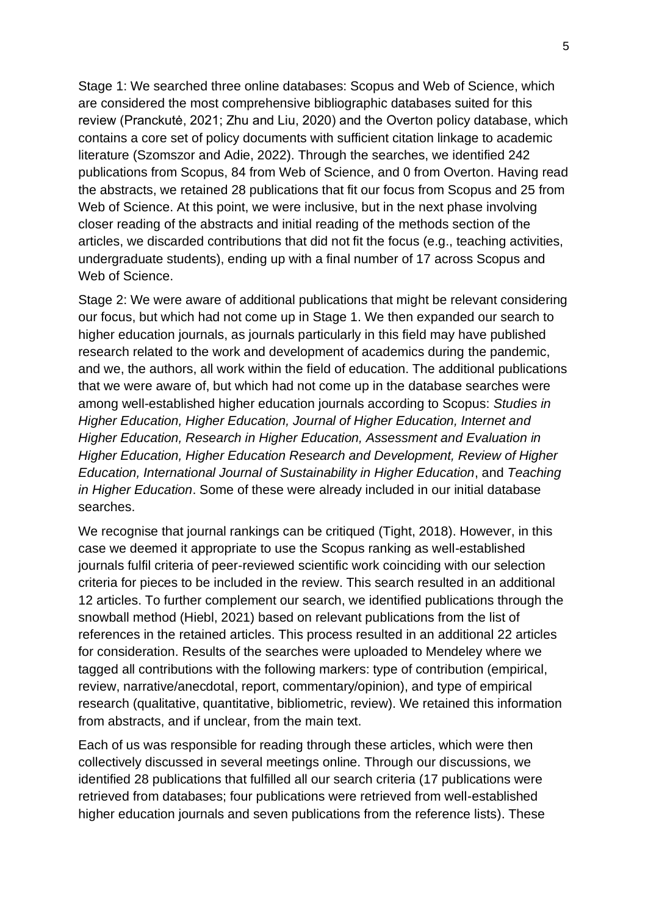Stage 1: We searched three online databases: Scopus and Web of Science, which are considered the most comprehensive bibliographic databases suited for this review (Pranckutė, 2021; Zhu and Liu, 2020) and the Overton policy database, which contains a core set of policy documents with sufficient citation linkage to academic literature (Szomszor and Adie, 2022). Through the searches, we identified 242 publications from Scopus, 84 from Web of Science, and 0 from Overton. Having read the abstracts, we retained 28 publications that fit our focus from Scopus and 25 from Web of Science. At this point, we were inclusive, but in the next phase involving closer reading of the abstracts and initial reading of the methods section of the articles, we discarded contributions that did not fit the focus (e.g., teaching activities, undergraduate students), ending up with a final number of 17 across Scopus and Web of Science.

Stage 2: We were aware of additional publications that might be relevant considering our focus, but which had not come up in Stage 1. We then expanded our search to higher education journals, as journals particularly in this field may have published research related to the work and development of academics during the pandemic, and we, the authors, all work within the field of education. The additional publications that we were aware of, but which had not come up in the database searches were among well-established higher education journals according to Scopus: *Studies in Higher Education, Higher Education, Journal of Higher Education, Internet and Higher Education, Research in Higher Education, Assessment and Evaluation in Higher Education, Higher Education Research and Development, Review of Higher Education, International Journal of Sustainability in Higher Education*, and *Teaching in Higher Education*. Some of these were already included in our initial database searches.

We recognise that journal rankings can be critiqued (Tight, 2018). However, in this case we deemed it appropriate to use the Scopus ranking as well-established journals fulfil criteria of peer-reviewed scientific work coinciding with our selection criteria for pieces to be included in the review. This search resulted in an additional 12 articles. To further complement our search, we identified publications through the snowball method (Hiebl, 2021) based on relevant publications from the list of references in the retained articles. This process resulted in an additional 22 articles for consideration. Results of the searches were uploaded to Mendeley where we tagged all contributions with the following markers: type of contribution (empirical, review, narrative/anecdotal, report, commentary/opinion), and type of empirical research (qualitative, quantitative, bibliometric, review). We retained this information from abstracts, and if unclear, from the main text.

Each of us was responsible for reading through these articles, which were then collectively discussed in several meetings online. Through our discussions, we identified 28 publications that fulfilled all our search criteria (17 publications were retrieved from databases; four publications were retrieved from well-established higher education journals and seven publications from the reference lists). These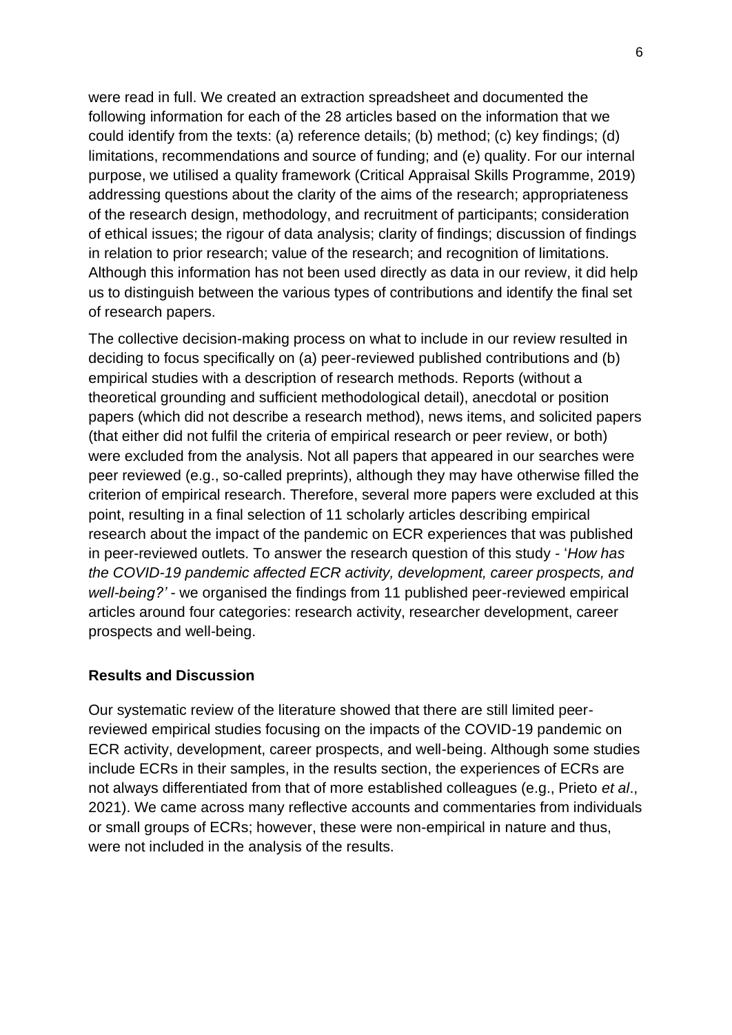were read in full. We created an extraction spreadsheet and documented the following information for each of the 28 articles based on the information that we could identify from the texts: (a) reference details; (b) method; (c) key findings; (d) limitations, recommendations and source of funding; and (e) quality. For our internal purpose, we utilised a quality framework (Critical Appraisal Skills Programme, 2019) addressing questions about the clarity of the aims of the research; appropriateness of the research design, methodology, and recruitment of participants; consideration of ethical issues; the rigour of data analysis; clarity of findings; discussion of findings in relation to prior research; value of the research; and recognition of limitations. Although this information has not been used directly as data in our review, it did help us to distinguish between the various types of contributions and identify the final set of research papers.

The collective decision-making process on what to include in our review resulted in deciding to focus specifically on (a) peer-reviewed published contributions and (b) empirical studies with a description of research methods. Reports (without a theoretical grounding and sufficient methodological detail), anecdotal or position papers (which did not describe a research method), news items, and solicited papers (that either did not fulfil the criteria of empirical research or peer review, or both) were excluded from the analysis. Not all papers that appeared in our searches were peer reviewed (e.g., so-called preprints), although they may have otherwise filled the criterion of empirical research. Therefore, several more papers were excluded at this point, resulting in a final selection of 11 scholarly articles describing empirical research about the impact of the pandemic on ECR experiences that was published in peer-reviewed outlets. To answer the research question of this study - '*How has the COVID-19 pandemic affected ECR activity, development, career prospects, and well-being?'* - we organised the findings from 11 published peer-reviewed empirical articles around four categories: research activity, researcher development, career prospects and well-being.

**Results and Discussion**

Our systematic review of the literature showed that there are still limited peer-reviewed empirical studies focusing on the impacts of the COVID-19 pandemic on ECR activity, development, career prospects, and well-being. Although some studies include ECRs in their samples, in the results section, the experiences of ECRs are not always differentiated from that of more established colleagues (e.g., Prieto *et al*., 2021). We came across many reflective accounts and commentaries from individuals or small groups of ECRs; however, these were non-empirical in nature and thus, were not included in the analysis of the results.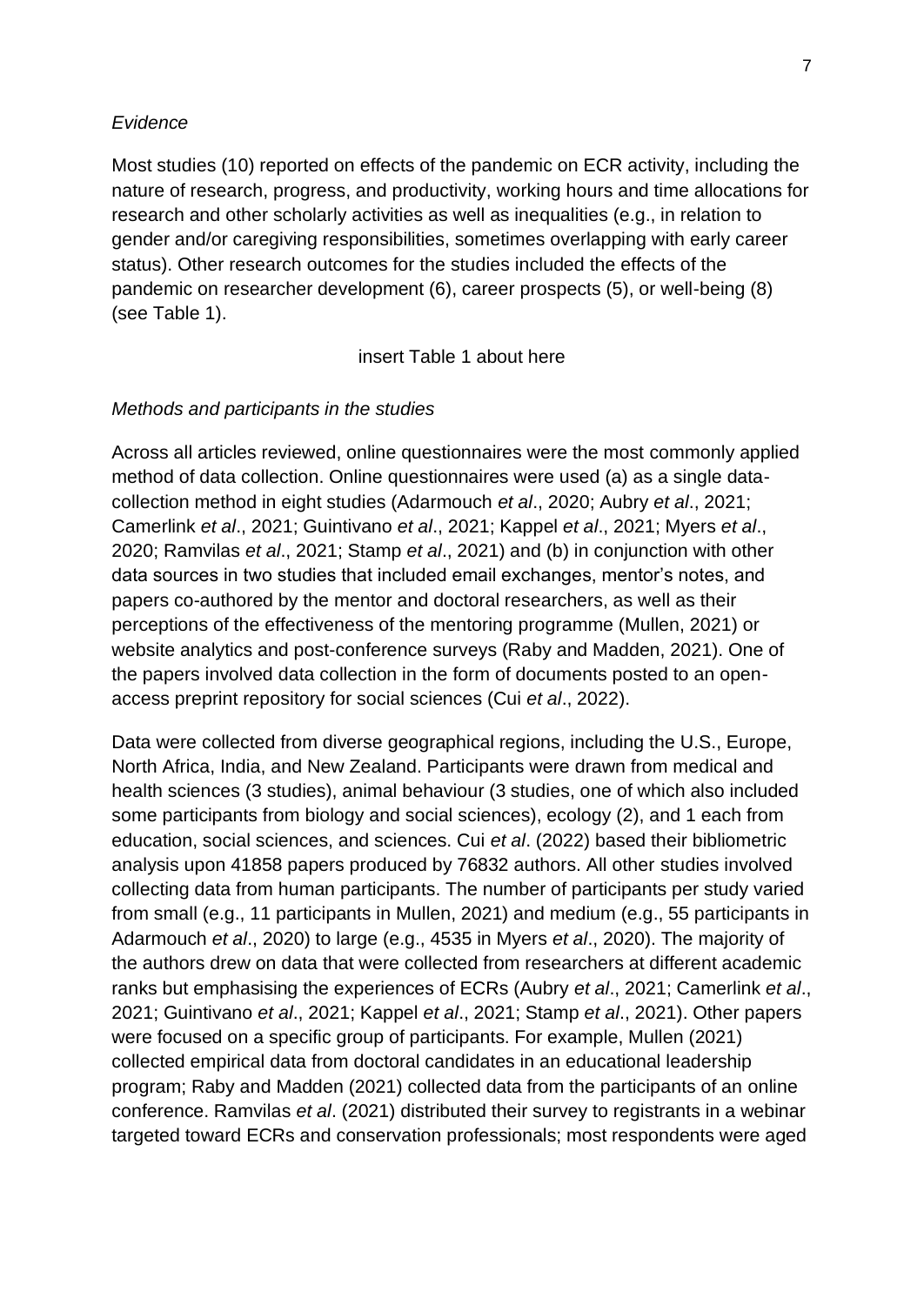*Evidence*

Most studies (10) reported on effects of the pandemic on ECR activity, including the nature of research, progress, and productivity, working hours and time allocations for research and other scholarly activities as well as inequalities (e.g., in relation to gender and/or caregiving responsibilities, sometimes overlapping with early career status). Other research outcomes for the studies included the effects of the pandemic on researcher development (6), career prospects (5), or well-being (8) (see Table 1).

insert Table 1 about here

*Methods and participants in the studies*

Across all articles reviewed, online questionnaires were the most commonly applied method of data collection. Online questionnaires were used (a) as a single data-collection method in eight studies (Adarmouch *et al*., 2020; Aubry *et al*., 2021; Camerlink *et al*., 2021; Guintivano *et al*., 2021; Kappel *et al*., 2021; Myers *et al*., 2020; Ramvilas *et al*., 2021; Stamp *et al*., 2021) and (b) in conjunction with other data sources in two studies that included email exchanges, mentor's notes, and papers co-authored by the mentor and doctoral researchers, as well as their perceptions of the effectiveness of the mentoring programme (Mullen, 2021) or website analytics and post-conference surveys (Raby and Madden, 2021). One of the papers involved data collection in the form of documents posted to an open-access preprint repository for social sciences (Cui *et al*., 2022).

Data were collected from diverse geographical regions, including the U.S., Europe, North Africa, India, and New Zealand. Participants were drawn from medical and health sciences (3 studies), animal behaviour (3 studies, one of which also included some participants from biology and social sciences), ecology (2), and 1 each from education, social sciences, and sciences. Cui *et al*. (2022) based their bibliometric analysis upon 41858 papers produced by 76832 authors. All other studies involved collecting data from human participants. The number of participants per study varied from small (e.g., 11 participants in Mullen, 2021) and medium (e.g., 55 participants in Adarmouch *et al*., 2020) to large (e.g., 4535 in Myers *et al*., 2020). The majority of the authors drew on data that were collected from researchers at different academic ranks but emphasising the experiences of ECRs (Aubry *et al*., 2021; Camerlink *et al*., 2021; Guintivano *et al*., 2021; Kappel *et al*., 2021; Stamp *et al*., 2021). Other papers were focused on a specific group of participants. For example, Mullen (2021) collected empirical data from doctoral candidates in an educational leadership program; Raby and Madden (2021) collected data from the participants of an online conference. Ramvilas *et al*. (2021) distributed their survey to registrants in a webinar targeted toward ECRs and conservation professionals; most respondents were aged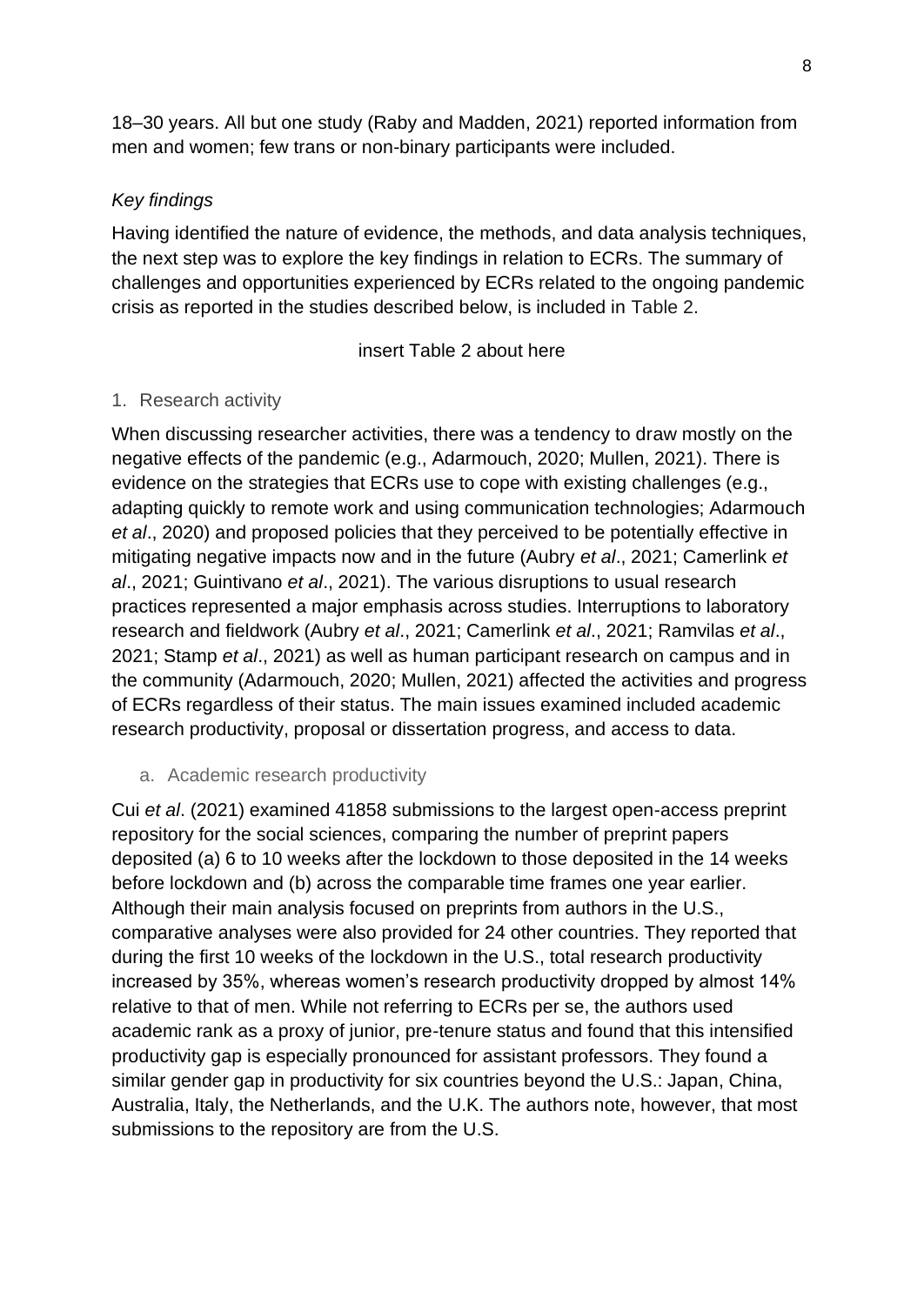18–30 years. All but one study (Raby and Madden, 2021) reported information from men and women; few trans or non-binary participants were included.

### *Key findings*

Having identified the nature of evidence, the methods, and data analysis techniques, the next step was to explore the key findings in relation to ECRs. The summary of challenges and opportunities experienced by ECRs related to the ongoing pandemic crisis as reported in the studies described below, is included in Table 2.

insert Table 2 about here

#### 1. Research activity

When discussing researcher activities, there was a tendency to draw mostly on the negative effects of the pandemic (e.g., Adarmouch, 2020; Mullen, 2021). There is evidence on the strategies that ECRs use to cope with existing challenges (e.g., adapting quickly to remote work and using communication technologies; Adarmouch *et al*., 2020) and proposed policies that they perceived to be potentially effective in mitigating negative impacts now and in the future (Aubry *et al*., 2021; Camerlink *et al*., 2021; Guintivano *et al*., 2021). The various disruptions to usual research practices represented a major emphasis across studies. Interruptions to laboratory research and fieldwork (Aubry *et al*., 2021; Camerlink *et al*., 2021; Ramvilas *et al*., 2021; Stamp *et al*., 2021) as well as human participant research on campus and in the community (Adarmouch, 2020; Mullen, 2021) affected the activities and progress of ECRs regardless of their status. The main issues examined included academic research productivity, proposal or dissertation progress, and access to data.

##### a. Academic research productivity

Cui *et al*. (2021) examined 41858 submissions to the largest open-access preprint repository for the social sciences, comparing the number of preprint papers deposited (a) 6 to 10 weeks after the lockdown to those deposited in the 14 weeks before lockdown and (b) across the comparable time frames one year earlier. Although their main analysis focused on preprints from authors in the U.S., comparative analyses were also provided for 24 other countries. They reported that during the first 10 weeks of the lockdown in the U.S., total research productivity increased by 35%, whereas women's research productivity dropped by almost 14% relative to that of men. While not referring to ECRs per se, the authors used academic rank as a proxy of junior, pre-tenure status and found that this intensified productivity gap is especially pronounced for assistant professors. They found a similar gender gap in productivity for six countries beyond the U.S.: Japan, China, Australia, Italy, the Netherlands, and the U.K. The authors note, however, that most submissions to the repository are from the U.S.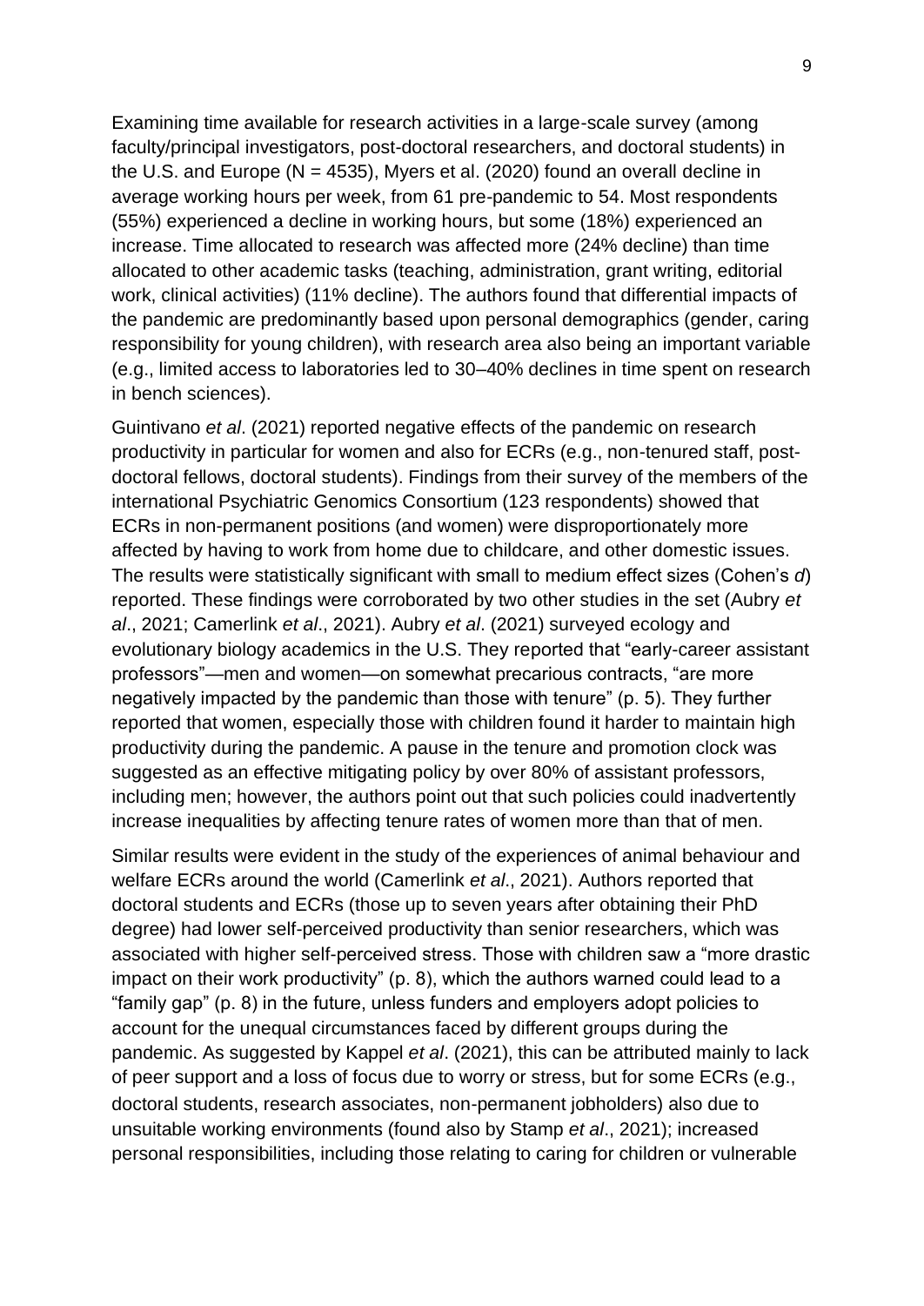Examining time available for research activities in a large-scale survey (among faculty/principal investigators, post-doctoral researchers, and doctoral students) in the U.S. and Europe (N = 4535), Myers et al. (2020) found an overall decline in average working hours per week, from 61 pre-pandemic to 54. Most respondents (55%) experienced a decline in working hours, but some (18%) experienced an increase. Time allocated to research was affected more (24% decline) than time allocated to other academic tasks (teaching, administration, grant writing, editorial work, clinical activities) (11% decline). The authors found that differential impacts of the pandemic are predominantly based upon personal demographics (gender, caring responsibility for young children), with research area also being an important variable (e.g., limited access to laboratories led to 30–40% declines in time spent on research in bench sciences).

Guintivano *et al*. (2021) reported negative effects of the pandemic on research productivity in particular for women and also for ECRs (e.g., non-tenured staff, post-doctoral fellows, doctoral students). Findings from their survey of the members of the international Psychiatric Genomics Consortium (123 respondents) showed that ECRs in non-permanent positions (and women) were disproportionately more affected by having to work from home due to childcare, and other domestic issues. The results were statistically significant with small to medium effect sizes (Cohen's *d*) reported. These findings were corroborated by two other studies in the set (Aubry *et al*., 2021; Camerlink *et al*., 2021). Aubry *et al*. (2021) surveyed ecology and evolutionary biology academics in the U.S. They reported that "early-career assistant professors"—men and women—on somewhat precarious contracts, "are more negatively impacted by the pandemic than those with tenure" (p. 5). They further reported that women, especially those with children found it harder to maintain high productivity during the pandemic. A pause in the tenure and promotion clock was suggested as an effective mitigating policy by over 80% of assistant professors, including men; however, the authors point out that such policies could inadvertently increase inequalities by affecting tenure rates of women more than that of men.

Similar results were evident in the study of the experiences of animal behaviour and welfare ECRs around the world (Camerlink *et al*., 2021). Authors reported that doctoral students and ECRs (those up to seven years after obtaining their PhD degree) had lower self-perceived productivity than senior researchers, which was associated with higher self-perceived stress. Those with children saw a "more drastic impact on their work productivity" (p. 8), which the authors warned could lead to a "family gap" (p. 8) in the future, unless funders and employers adopt policies to account for the unequal circumstances faced by different groups during the pandemic. As suggested by Kappel *et al*. (2021), this can be attributed mainly to lack of peer support and a loss of focus due to worry or stress, but for some ECRs (e.g., doctoral students, research associates, non-permanent jobholders) also due to unsuitable working environments (found also by Stamp *et al*., 2021); increased personal responsibilities, including those relating to caring for children or vulnerable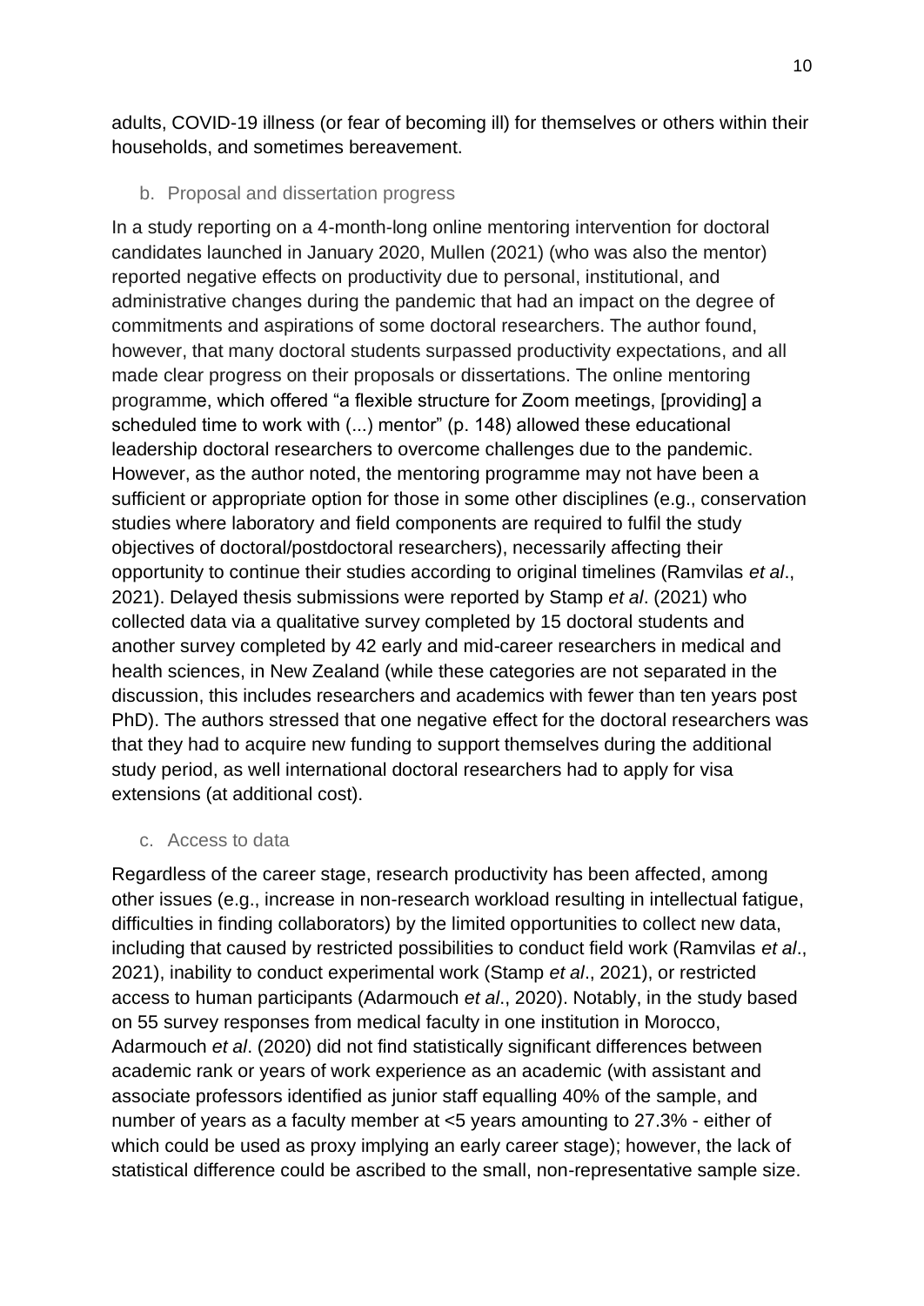adults, COVID-19 illness (or fear of becoming ill) for themselves or others within their households, and sometimes bereavement.

### b. Proposal and dissertation progress

In a study reporting on a 4-month-long online mentoring intervention for doctoral candidates launched in January 2020, Mullen (2021) (who was also the mentor) reported negative effects on productivity due to personal, institutional, and administrative changes during the pandemic that had an impact on the degree of commitments and aspirations of some doctoral researchers. The author found, however, that many doctoral students surpassed productivity expectations, and all made clear progress on their proposals or dissertations. The online mentoring programme, which offered "a flexible structure for Zoom meetings, [providing] a scheduled time to work with (...) mentor" (p. 148) allowed these educational leadership doctoral researchers to overcome challenges due to the pandemic. However, as the author noted, the mentoring programme may not have been a sufficient or appropriate option for those in some other disciplines (e.g., conservation studies where laboratory and field components are required to fulfil the study objectives of doctoral/postdoctoral researchers), necessarily affecting their opportunity to continue their studies according to original timelines (Ramvilas *et al*., 2021). Delayed thesis submissions were reported by Stamp *et al*. (2021) who collected data via a qualitative survey completed by 15 doctoral students and another survey completed by 42 early and mid-career researchers in medical and health sciences, in New Zealand (while these categories are not separated in the discussion, this includes researchers and academics with fewer than ten years post PhD). The authors stressed that one negative effect for the doctoral researchers was that they had to acquire new funding to support themselves during the additional study period, as well international doctoral researchers had to apply for visa extensions (at additional cost).

### c. Access to data

Regardless of the career stage, research productivity has been affected, among other issues (e.g., increase in non-research workload resulting in intellectual fatigue, difficulties in finding collaborators) by the limited opportunities to collect new data, including that caused by restricted possibilities to conduct field work (Ramvilas *et al*., 2021), inability to conduct experimental work (Stamp *et al*., 2021), or restricted access to human participants (Adarmouch *et al*., 2020). Notably, in the study based on 55 survey responses from medical faculty in one institution in Morocco, Adarmouch *et al*. (2020) did not find statistically significant differences between academic rank or years of work experience as an academic (with assistant and associate professors identified as junior staff equalling 40% of the sample, and number of years as a faculty member at <5 years amounting to 27.3% - either of which could be used as proxy implying an early career stage); however, the lack of statistical difference could be ascribed to the small, non-representative sample size.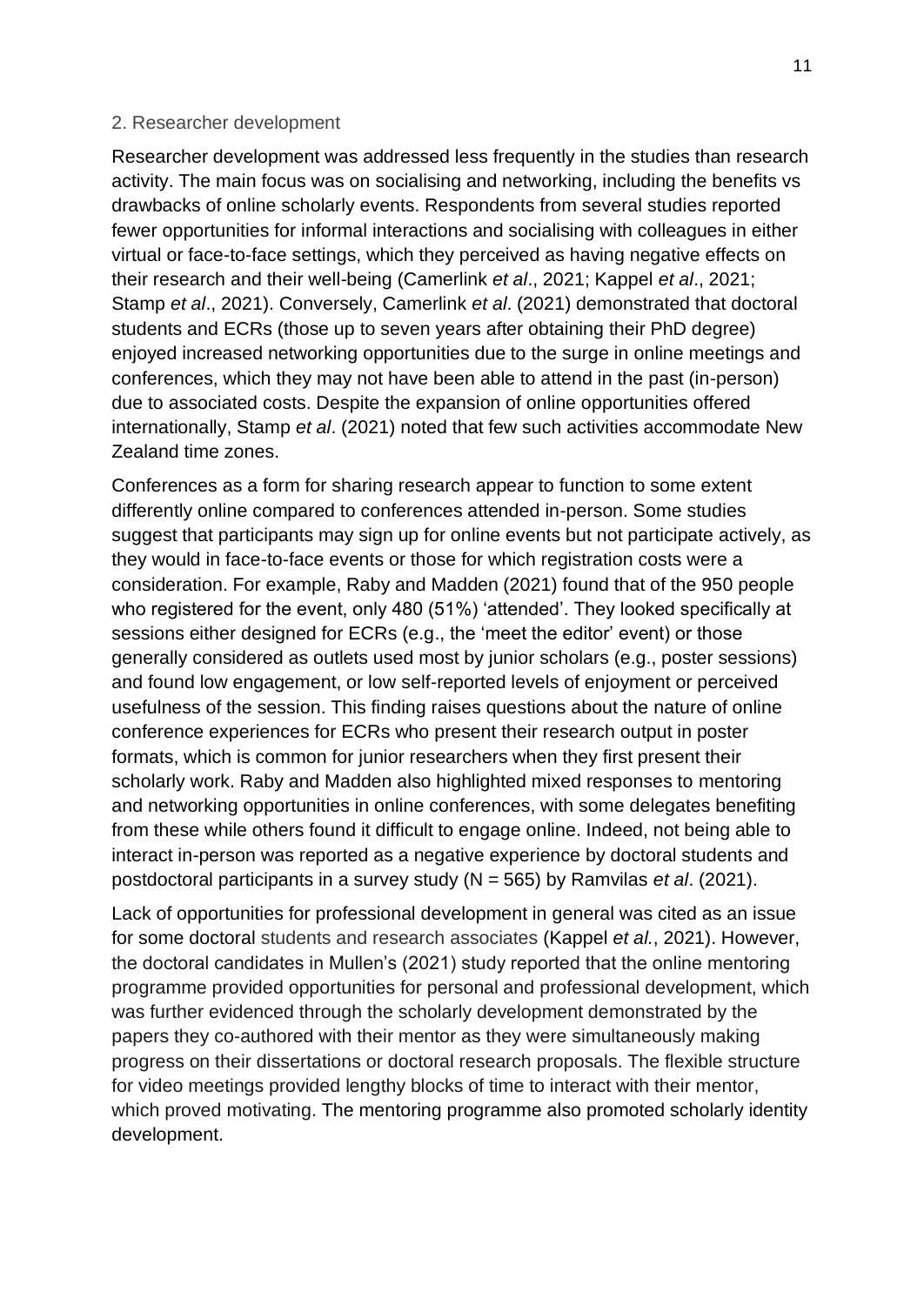### 2. Researcher development

Researcher development was addressed less frequently in the studies than research activity. The main focus was on socialising and networking, including the benefits vs drawbacks of online scholarly events. Respondents from several studies reported fewer opportunities for informal interactions and socialising with colleagues in either virtual or face-to-face settings, which they perceived as having negative effects on their research and their well-being (Camerlink *et al*., 2021; Kappel *et al*., 2021; Stamp *et al*., 2021). Conversely, Camerlink *et al*. (2021) demonstrated that doctoral students and ECRs (those up to seven years after obtaining their PhD degree) enjoyed increased networking opportunities due to the surge in online meetings and conferences, which they may not have been able to attend in the past (in-person) due to associated costs. Despite the expansion of online opportunities offered internationally, Stamp *et al*. (2021) noted that few such activities accommodate New Zealand time zones.

Conferences as a form for sharing research appear to function to some extent differently online compared to conferences attended in-person. Some studies suggest that participants may sign up for online events but not participate actively, as they would in face-to-face events or those for which registration costs were a consideration. For example, Raby and Madden (2021) found that of the 950 people who registered for the event, only 480 (51%) 'attended'. They looked specifically at sessions either designed for ECRs (e.g., the 'meet the editor' event) or those generally considered as outlets used most by junior scholars (e.g., poster sessions) and found low engagement, or low self-reported levels of enjoyment or perceived usefulness of the session. This finding raises questions about the nature of online conference experiences for ECRs who present their research output in poster formats, which is common for junior researchers when they first present their scholarly work. Raby and Madden also highlighted mixed responses to mentoring and networking opportunities in online conferences, with some delegates benefiting from these while others found it difficult to engage online. Indeed, not being able to interact in-person was reported as a negative experience by doctoral students and postdoctoral participants in a survey study (N = 565) by Ramvilas *et al*. (2021).

Lack of opportunities for professional development in general was cited as an issue for some doctoral students and research associates (Kappel *et al.*, 2021). However, the doctoral candidates in Mullen's (2021) study reported that the online mentoring programme provided opportunities for personal and professional development, which was further evidenced through the scholarly development demonstrated by the papers they co-authored with their mentor as they were simultaneously making progress on their dissertations or doctoral research proposals. The flexible structure for video meetings provided lengthy blocks of time to interact with their mentor, which proved motivating. The mentoring programme also promoted scholarly identity development.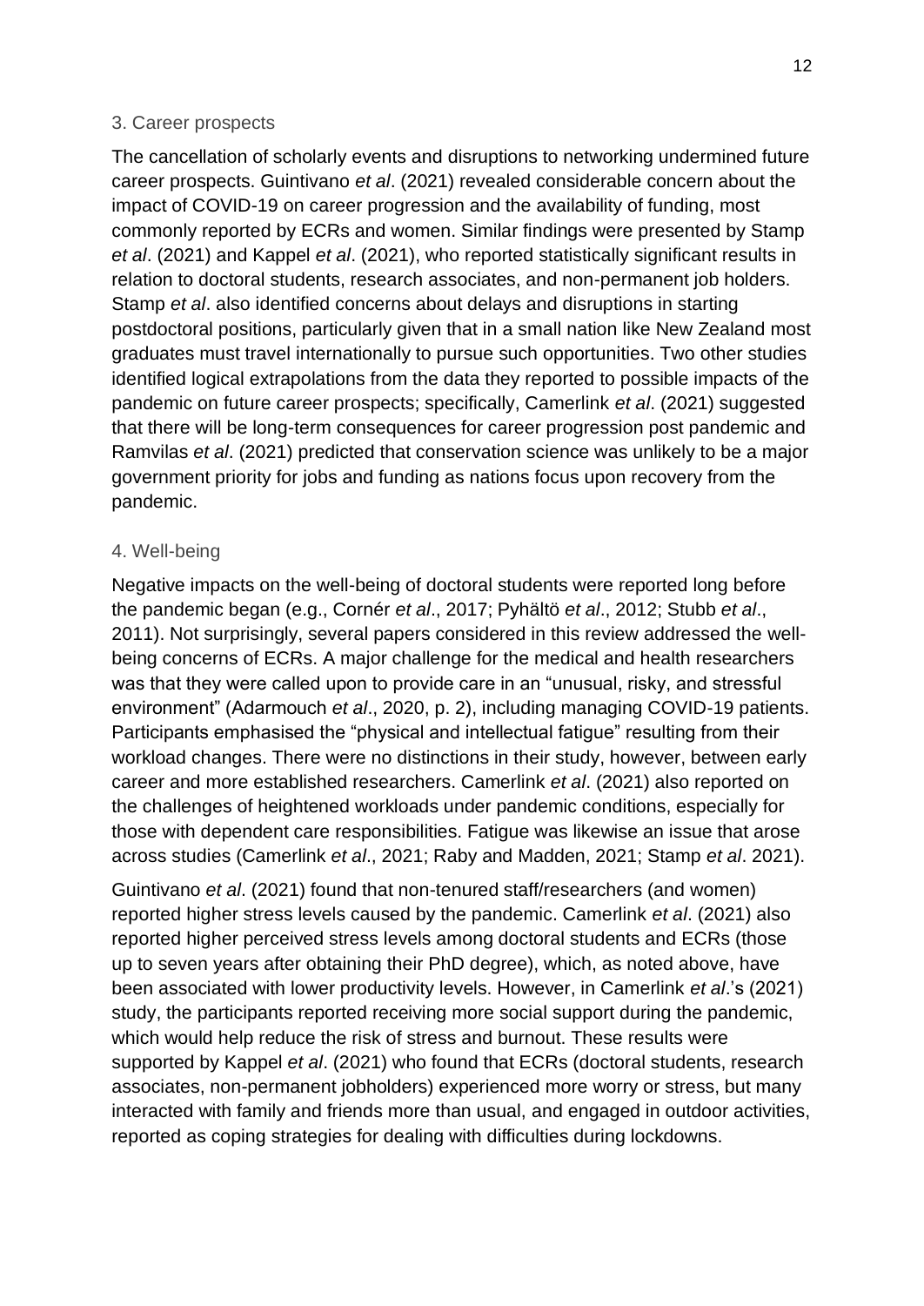### 3. Career prospects

The cancellation of scholarly events and disruptions to networking undermined future career prospects. Guintivano *et al*. (2021) revealed considerable concern about the impact of COVID-19 on career progression and the availability of funding, most commonly reported by ECRs and women. Similar findings were presented by Stamp *et al*. (2021) and Kappel *et al*. (2021), who reported statistically significant results in relation to doctoral students, research associates, and non-permanent job holders. Stamp *et al*. also identified concerns about delays and disruptions in starting postdoctoral positions, particularly given that in a small nation like New Zealand most graduates must travel internationally to pursue such opportunities. Two other studies identified logical extrapolations from the data they reported to possible impacts of the pandemic on future career prospects; specifically, Camerlink *et al*. (2021) suggested that there will be long-term consequences for career progression post pandemic and Ramvilas *et al*. (2021) predicted that conservation science was unlikely to be a major government priority for jobs and funding as nations focus upon recovery from the pandemic.

### 4. Well-being

Negative impacts on the well-being of doctoral students were reported long before the pandemic began (e.g., Cornér *et al*., 2017; Pyhältö *et al*., 2012; Stubb *et al*., 2011). Not surprisingly, several papers considered in this review addressed the well-being concerns of ECRs. A major challenge for the medical and health researchers was that they were called upon to provide care in an "unusual, risky, and stressful environment" (Adarmouch *et al*., 2020, p. 2), including managing COVID-19 patients. Participants emphasised the "physical and intellectual fatigue" resulting from their workload changes. There were no distinctions in their study, however, between early career and more established researchers. Camerlink *et al*. (2021) also reported on the challenges of heightened workloads under pandemic conditions, especially for those with dependent care responsibilities. Fatigue was likewise an issue that arose across studies (Camerlink *et al*., 2021; Raby and Madden, 2021; Stamp *et al*. 2021).

Guintivano *et al*. (2021) found that non-tenured staff/researchers (and women) reported higher stress levels caused by the pandemic. Camerlink *et al*. (2021) also reported higher perceived stress levels among doctoral students and ECRs (those up to seven years after obtaining their PhD degree), which, as noted above, have been associated with lower productivity levels. However, in Camerlink *et al*.'s (2021) study, the participants reported receiving more social support during the pandemic, which would help reduce the risk of stress and burnout. These results were supported by Kappel *et al*. (2021) who found that ECRs (doctoral students, research associates, non-permanent jobholders) experienced more worry or stress, but many interacted with family and friends more than usual, and engaged in outdoor activities, reported as coping strategies for dealing with difficulties during lockdowns.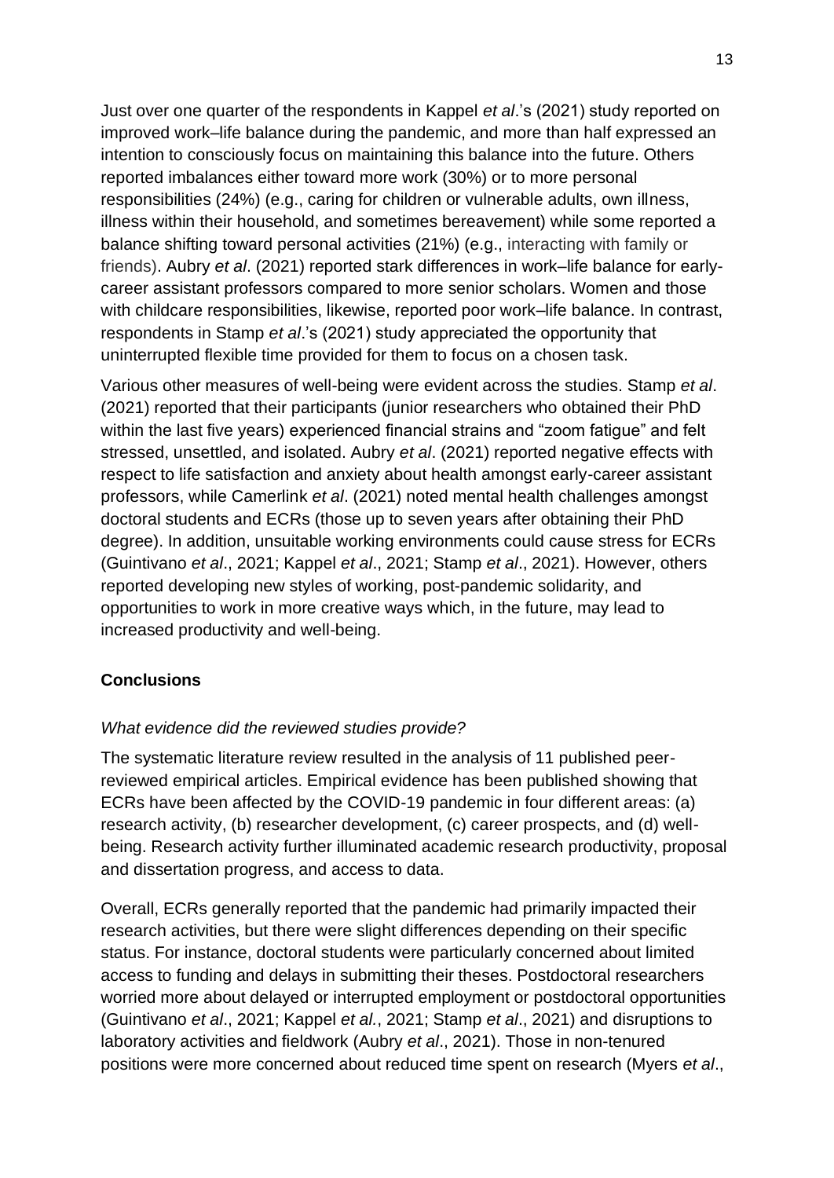Just over one quarter of the respondents in Kappel *et al*.'s (2021) study reported on improved work–life balance during the pandemic, and more than half expressed an intention to consciously focus on maintaining this balance into the future. Others reported imbalances either toward more work (30%) or to more personal responsibilities (24%) (e.g., caring for children or vulnerable adults, own illness, illness within their household, and sometimes bereavement) while some reported a balance shifting toward personal activities (21%) (e.g., interacting with family or friends). Aubry *et al*. (2021) reported stark differences in work–life balance for early-career assistant professors compared to more senior scholars. Women and those with childcare responsibilities, likewise, reported poor work–life balance. In contrast, respondents in Stamp *et al*.'s (2021) study appreciated the opportunity that uninterrupted flexible time provided for them to focus on a chosen task.

Various other measures of well-being were evident across the studies. Stamp *et al*. (2021) reported that their participants (junior researchers who obtained their PhD within the last five years) experienced financial strains and "zoom fatigue" and felt stressed, unsettled, and isolated. Aubry *et al*. (2021) reported negative effects with respect to life satisfaction and anxiety about health amongst early-career assistant professors, while Camerlink *et al*. (2021) noted mental health challenges amongst doctoral students and ECRs (those up to seven years after obtaining their PhD degree). In addition, unsuitable working environments could cause stress for ECRs (Guintivano *et al*., 2021; Kappel *et al*., 2021; Stamp *et al*., 2021). However, others reported developing new styles of working, post-pandemic solidarity, and opportunities to work in more creative ways which, in the future, may lead to increased productivity and well-being.

## Conclusions

### *What evidence did the reviewed studies provide?*

The systematic literature review resulted in the analysis of 11 published peer-reviewed empirical articles. Empirical evidence has been published showing that ECRs have been affected by the COVID-19 pandemic in four different areas: (a) research activity, (b) researcher development, (c) career prospects, and (d) well-being. Research activity further illuminated academic research productivity, proposal and dissertation progress, and access to data.

Overall, ECRs generally reported that the pandemic had primarily impacted their research activities, but there were slight differences depending on their specific status. For instance, doctoral students were particularly concerned about limited access to funding and delays in submitting their theses. Postdoctoral researchers worried more about delayed or interrupted employment or postdoctoral opportunities (Guintivano *et al*., 2021; Kappel *et al.*, 2021; Stamp *et al*., 2021) and disruptions to laboratory activities and fieldwork (Aubry *et al*., 2021). Those in non-tenured positions were more concerned about reduced time spent on research (Myers *et al*.,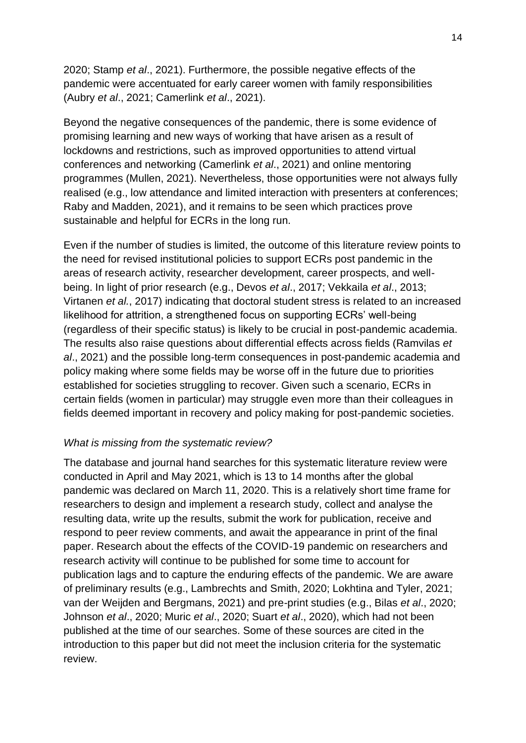2020; Stamp *et al*., 2021). Furthermore, the possible negative effects of the pandemic were accentuated for early career women with family responsibilities (Aubry *et al*., 2021; Camerlink *et al*., 2021).

Beyond the negative consequences of the pandemic, there is some evidence of promising learning and new ways of working that have arisen as a result of lockdowns and restrictions, such as improved opportunities to attend virtual conferences and networking (Camerlink *et al*., 2021) and online mentoring programmes (Mullen, 2021). Nevertheless, those opportunities were not always fully realised (e.g., low attendance and limited interaction with presenters at conferences; Raby and Madden, 2021), and it remains to be seen which practices prove sustainable and helpful for ECRs in the long run.

Even if the number of studies is limited, the outcome of this literature review points to the need for revised institutional policies to support ECRs post pandemic in the areas of research activity, researcher development, career prospects, and well-being. In light of prior research (e.g., Devos *et al*., 2017; Vekkaila *et al*., 2013; Virtanen *et al*., 2017) indicating that doctoral student stress is related to an increased likelihood for attrition, a strengthened focus on supporting ECRs' well-being (regardless of their specific status) is likely to be crucial in post-pandemic academia. The results also raise questions about differential effects across fields (Ramvilas *et al*., 2021) and the possible long-term consequences in post-pandemic academia and policy making where some fields may be worse off in the future due to priorities established for societies struggling to recover. Given such a scenario, ECRs in certain fields (women in particular) may struggle even more than their colleagues in fields deemed important in recovery and policy making for post-pandemic societies.

*What is missing from the systematic review?*

The database and journal hand searches for this systematic literature review were conducted in April and May 2021, which is 13 to 14 months after the global pandemic was declared on March 11, 2020. This is a relatively short time frame for researchers to design and implement a research study, collect and analyse the resulting data, write up the results, submit the work for publication, receive and respond to peer review comments, and await the appearance in print of the final paper. Research about the effects of the COVID-19 pandemic on researchers and research activity will continue to be published for some time to account for publication lags and to capture the enduring effects of the pandemic. We are aware of preliminary results (e.g., Lambrechts and Smith, 2020; Lokhtina and Tyler, 2021; van der Weijden and Bergmans, 2021) and pre-print studies (e.g., Bilas *et al*., 2020; Johnson *et al*., 2020; Muric *et al*., 2020; Suart *et al*., 2020), which had not been published at the time of our searches. Some of these sources are cited in the introduction to this paper but did not meet the inclusion criteria for the systematic review.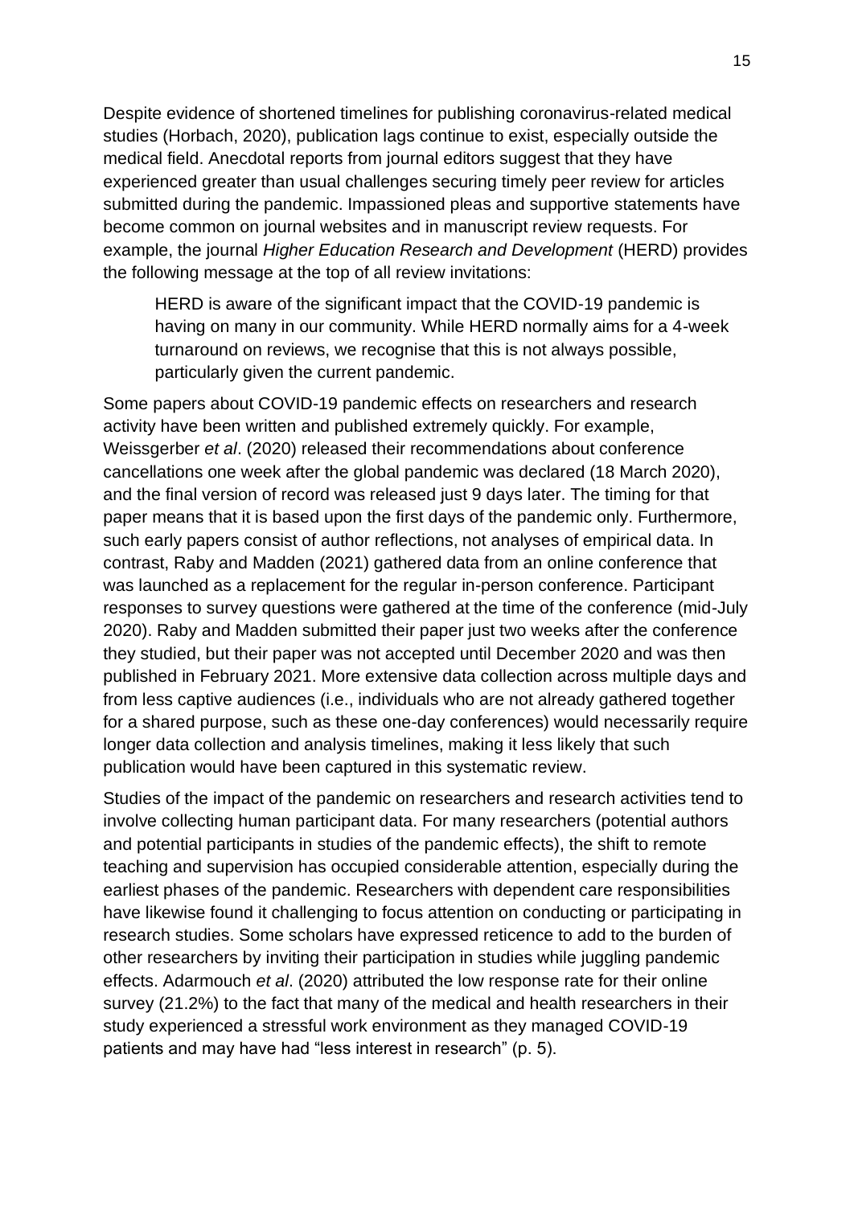Despite evidence of shortened timelines for publishing coronavirus-related medical studies (Horbach, 2020), publication lags continue to exist, especially outside the medical field. Anecdotal reports from journal editors suggest that they have experienced greater than usual challenges securing timely peer review for articles submitted during the pandemic. Impassioned pleas and supportive statements have become common on journal websites and in manuscript review requests. For example, the journal *Higher Education Research and Development* (HERD) provides the following message at the top of all review invitations:

> HERD is aware of the significant impact that the COVID-19 pandemic is having on many in our community. While HERD normally aims for a 4-week turnaround on reviews, we recognise that this is not always possible, particularly given the current pandemic.

Some papers about COVID-19 pandemic effects on researchers and research activity have been written and published extremely quickly. For example, Weissgerber *et al*. (2020) released their recommendations about conference cancellations one week after the global pandemic was declared (18 March 2020), and the final version of record was released just 9 days later. The timing for that paper means that it is based upon the first days of the pandemic only. Furthermore, such early papers consist of author reflections, not analyses of empirical data. In contrast, Raby and Madden (2021) gathered data from an online conference that was launched as a replacement for the regular in-person conference. Participant responses to survey questions were gathered at the time of the conference (mid-July 2020). Raby and Madden submitted their paper just two weeks after the conference they studied, but their paper was not accepted until December 2020 and was then published in February 2021. More extensive data collection across multiple days and from less captive audiences (i.e., individuals who are not already gathered together for a shared purpose, such as these one-day conferences) would necessarily require longer data collection and analysis timelines, making it less likely that such publication would have been captured in this systematic review.

Studies of the impact of the pandemic on researchers and research activities tend to involve collecting human participant data. For many researchers (potential authors and potential participants in studies of the pandemic effects), the shift to remote teaching and supervision has occupied considerable attention, especially during the earliest phases of the pandemic. Researchers with dependent care responsibilities have likewise found it challenging to focus attention on conducting or participating in research studies. Some scholars have expressed reticence to add to the burden of other researchers by inviting their participation in studies while juggling pandemic effects. Adarmouch *et al*. (2020) attributed the low response rate for their online survey (21.2%) to the fact that many of the medical and health researchers in their study experienced a stressful work environment as they managed COVID-19 patients and may have had "less interest in research" (p. 5).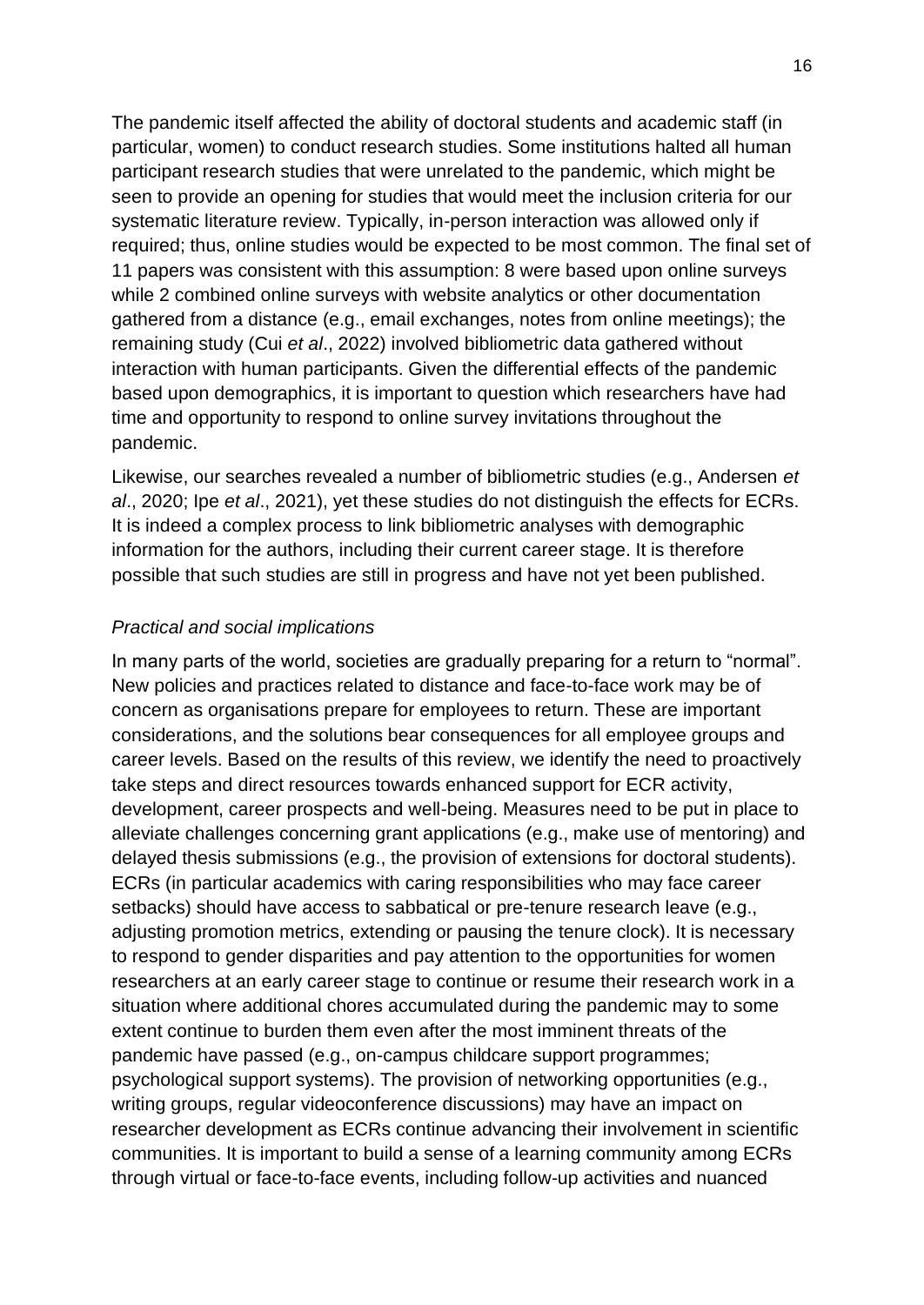The pandemic itself affected the ability of doctoral students and academic staff (in particular, women) to conduct research studies. Some institutions halted all human participant research studies that were unrelated to the pandemic, which might be seen to provide an opening for studies that would meet the inclusion criteria for our systematic literature review. Typically, in-person interaction was allowed only if required; thus, online studies would be expected to be most common. The final set of 11 papers was consistent with this assumption: 8 were based upon online surveys while 2 combined online surveys with website analytics or other documentation gathered from a distance (e.g., email exchanges, notes from online meetings); the remaining study (Cui *et al*., 2022) involved bibliometric data gathered without interaction with human participants. Given the differential effects of the pandemic based upon demographics, it is important to question which researchers have had time and opportunity to respond to online survey invitations throughout the pandemic.

Likewise, our searches revealed a number of bibliometric studies (e.g., Andersen *et al*., 2020; Ipe *et al*., 2021), yet these studies do not distinguish the effects for ECRs. It is indeed a complex process to link bibliometric analyses with demographic information for the authors, including their current career stage. It is therefore possible that such studies are still in progress and have not yet been published.

*Practical and social implications*

In many parts of the world, societies are gradually preparing for a return to "normal". New policies and practices related to distance and face-to-face work may be of concern as organisations prepare for employees to return. These are important considerations, and the solutions bear consequences for all employee groups and career levels. Based on the results of this review, we identify the need to proactively take steps and direct resources towards enhanced support for ECR activity, development, career prospects and well-being. Measures need to be put in place to alleviate challenges concerning grant applications (e.g., make use of mentoring) and delayed thesis submissions (e.g., the provision of extensions for doctoral students). ECRs (in particular academics with caring responsibilities who may face career setbacks) should have access to sabbatical or pre-tenure research leave (e.g., adjusting promotion metrics, extending or pausing the tenure clock). It is necessary to respond to gender disparities and pay attention to the opportunities for women researchers at an early career stage to continue or resume their research work in a situation where additional chores accumulated during the pandemic may to some extent continue to burden them even after the most imminent threats of the pandemic have passed (e.g., on-campus childcare support programmes; psychological support systems). The provision of networking opportunities (e.g., writing groups, regular videoconference discussions) may have an impact on researcher development as ECRs continue advancing their involvement in scientific communities. It is important to build a sense of a learning community among ECRs through virtual or face-to-face events, including follow-up activities and nuanced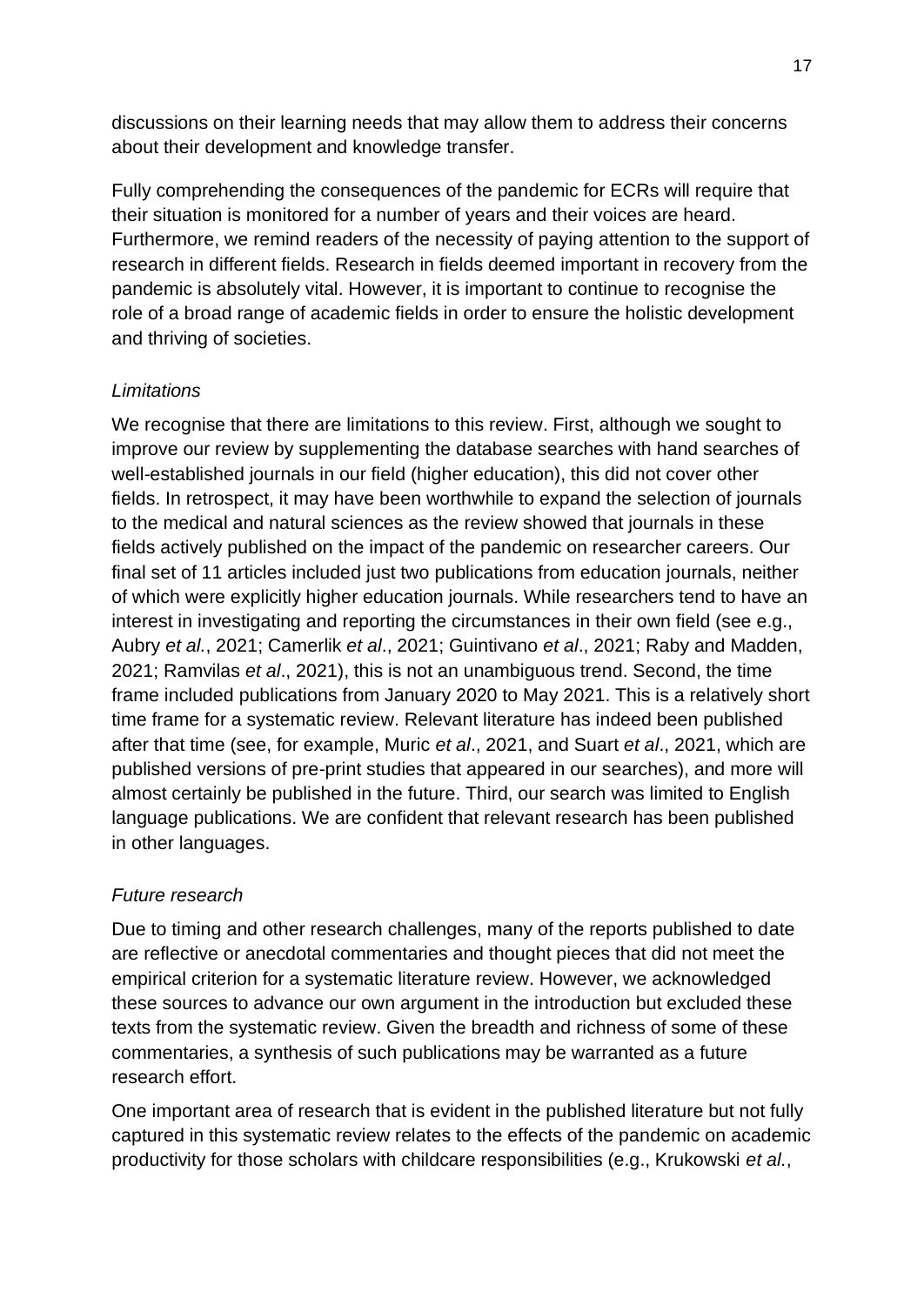discussions on their learning needs that may allow them to address their concerns about their development and knowledge transfer.

Fully comprehending the consequences of the pandemic for ECRs will require that their situation is monitored for a number of years and their voices are heard. Furthermore, we remind readers of the necessity of paying attention to the support of research in different fields. Research in fields deemed important in recovery from the pandemic is absolutely vital. However, it is important to continue to recognise the role of a broad range of academic fields in order to ensure the holistic development and thriving of societies.

### *Limitations*

We recognise that there are limitations to this review. First, although we sought to improve our review by supplementing the database searches with hand searches of well-established journals in our field (higher education), this did not cover other fields. In retrospect, it may have been worthwhile to expand the selection of journals to the medical and natural sciences as the review showed that journals in these fields actively published on the impact of the pandemic on researcher careers. Our final set of 11 articles included just two publications from education journals, neither of which were explicitly higher education journals. While researchers tend to have an interest in investigating and reporting the circumstances in their own field (see e.g., Aubry *et al.*, 2021; Camerlik *et al*., 2021; Guintivano *et al*., 2021; Raby and Madden, 2021; Ramvilas *et al*., 2021), this is not an unambiguous trend. Second, the time frame included publications from January 2020 to May 2021. This is a relatively short time frame for a systematic review. Relevant literature has indeed been published after that time (see, for example, Muric *et al*., 2021, and Suart *et al*., 2021, which are published versions of pre-print studies that appeared in our searches), and more will almost certainly be published in the future. Third, our search was limited to English language publications. We are confident that relevant research has been published in other languages.

### *Future research*

Due to timing and other research challenges, many of the reports published to date are reflective or anecdotal commentaries and thought pieces that did not meet the empirical criterion for a systematic literature review. However, we acknowledged these sources to advance our own argument in the introduction but excluded these texts from the systematic review. Given the breadth and richness of some of these commentaries, a synthesis of such publications may be warranted as a future research effort.

One important area of research that is evident in the published literature but not fully captured in this systematic review relates to the effects of the pandemic on academic productivity for those scholars with childcare responsibilities (e.g., Krukowski *et al.*,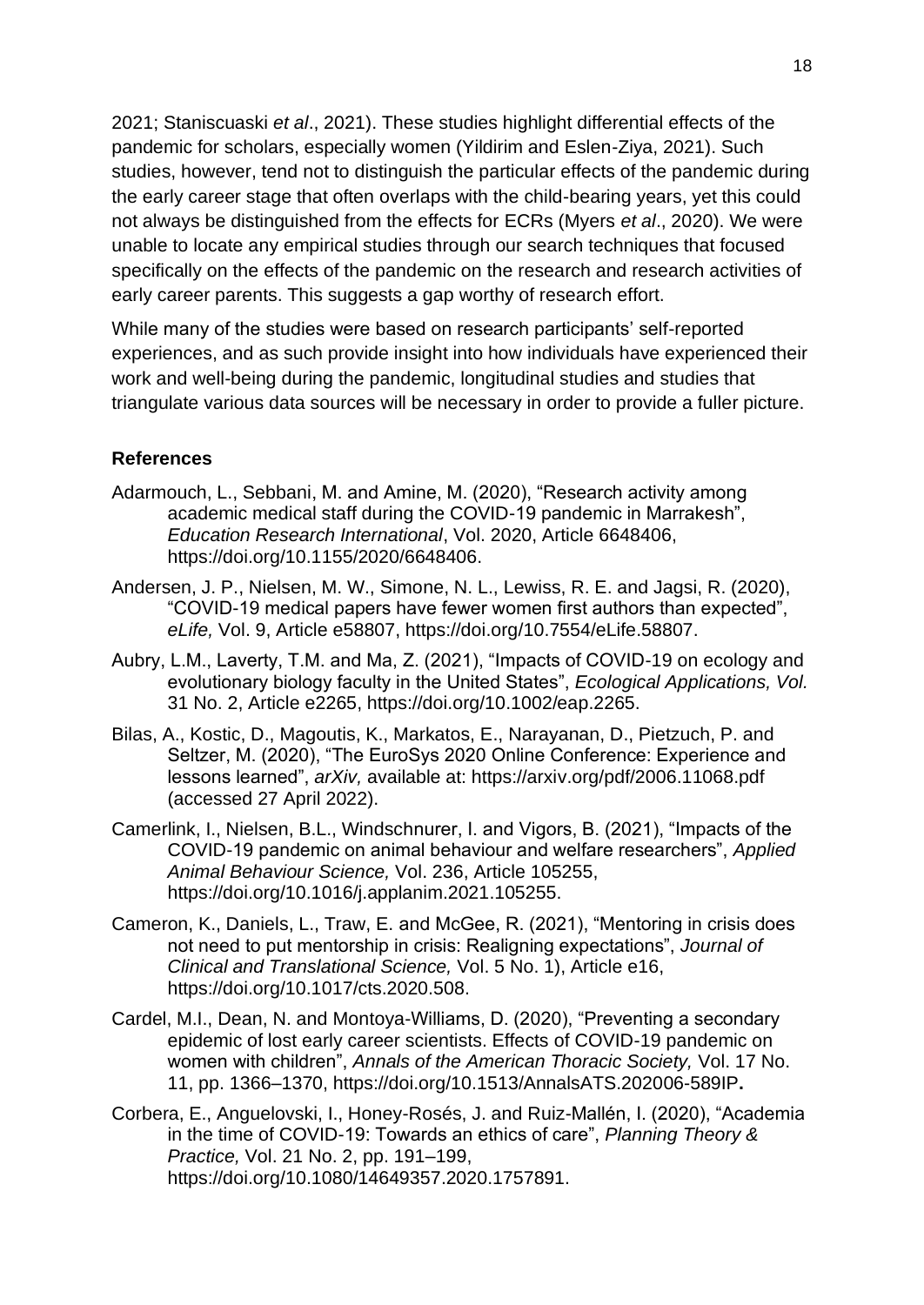2021; Staniscuaski *et al*., 2021). These studies highlight differential effects of the pandemic for scholars, especially women (Yildirim and Eslen-Ziya, 2021). Such studies, however, tend not to distinguish the particular effects of the pandemic during the early career stage that often overlaps with the child-bearing years, yet this could not always be distinguished from the effects for ECRs (Myers *et al*., 2020). We were unable to locate any empirical studies through our search techniques that focused specifically on the effects of the pandemic on the research and research activities of early career parents. This suggests a gap worthy of research effort.

While many of the studies were based on research participants' self-reported experiences, and as such provide insight into how individuals have experienced their work and well-being during the pandemic, longitudinal studies and studies that triangulate various data sources will be necessary in order to provide a fuller picture.

### References

Adarmouch, L., Sebbani, M. and Amine, M. (2020), "Research activity among academic medical staff during the COVID-19 pandemic in Marrakesh", *Education Research International*, Vol. 2020, Article 6648406, https://doi.org/10.1155/2020/6648406.

Andersen, J. P., Nielsen, M. W., Simone, N. L., Lewiss, R. E. and Jagsi, R. (2020), "COVID-19 medical papers have fewer women first authors than expected", *eLife,* Vol. 9, Article e58807, https://doi.org/10.7554/eLife.58807.

Aubry, L.M., Laverty, T.M. and Ma, Z. (2021), "Impacts of COVID-19 on ecology and evolutionary biology faculty in the United States", *Ecological Applications, Vol.* 31 No. 2, Article e2265, https://doi.org/10.1002/eap.2265.

Bilas, A., Kostic, D., Magoutis, K., Markatos, E., Narayanan, D., Pietzuch, P. and Seltzer, M. (2020), "The EuroSys 2020 Online Conference: Experience and lessons learned", *arXiv,* available at: https://arxiv.org/pdf/2006.11068.pdf (accessed 27 April 2022).

Camerlink, I., Nielsen, B.L., Windschnurer, I. and Vigors, B. (2021), "Impacts of the COVID-19 pandemic on animal behaviour and welfare researchers", *Applied Animal Behaviour Science,* Vol. 236, Article 105255, https://doi.org/10.1016/j.applanim.2021.105255.

Cameron, K., Daniels, L., Traw, E. and McGee, R. (2021), "Mentoring in crisis does not need to put mentorship in crisis: Realigning expectations", *Journal of Clinical and Translational Science,* Vol. 5 No. 1), Article e16, https://doi.org/10.1017/cts.2020.508.

Cardel, M.I., Dean, N. and Montoya-Williams, D. (2020), "Preventing a secondary epidemic of lost early career scientists. Effects of COVID-19 pandemic on women with children", *Annals of the American Thoracic Society,* Vol. 17 No. 11, pp. 1366–1370, https://doi.org/10.1513/AnnalsATS.202006-589IP**.**

Corbera, E., Anguelovski, I., Honey-Rosés, J. and Ruiz-Mallén, I. (2020), "Academia in the time of COVID-19: Towards an ethics of care", *Planning Theory & Practice,* Vol. 21 No. 2, pp. 191–199, https://doi.org/10.1080/14649357.2020.1757891.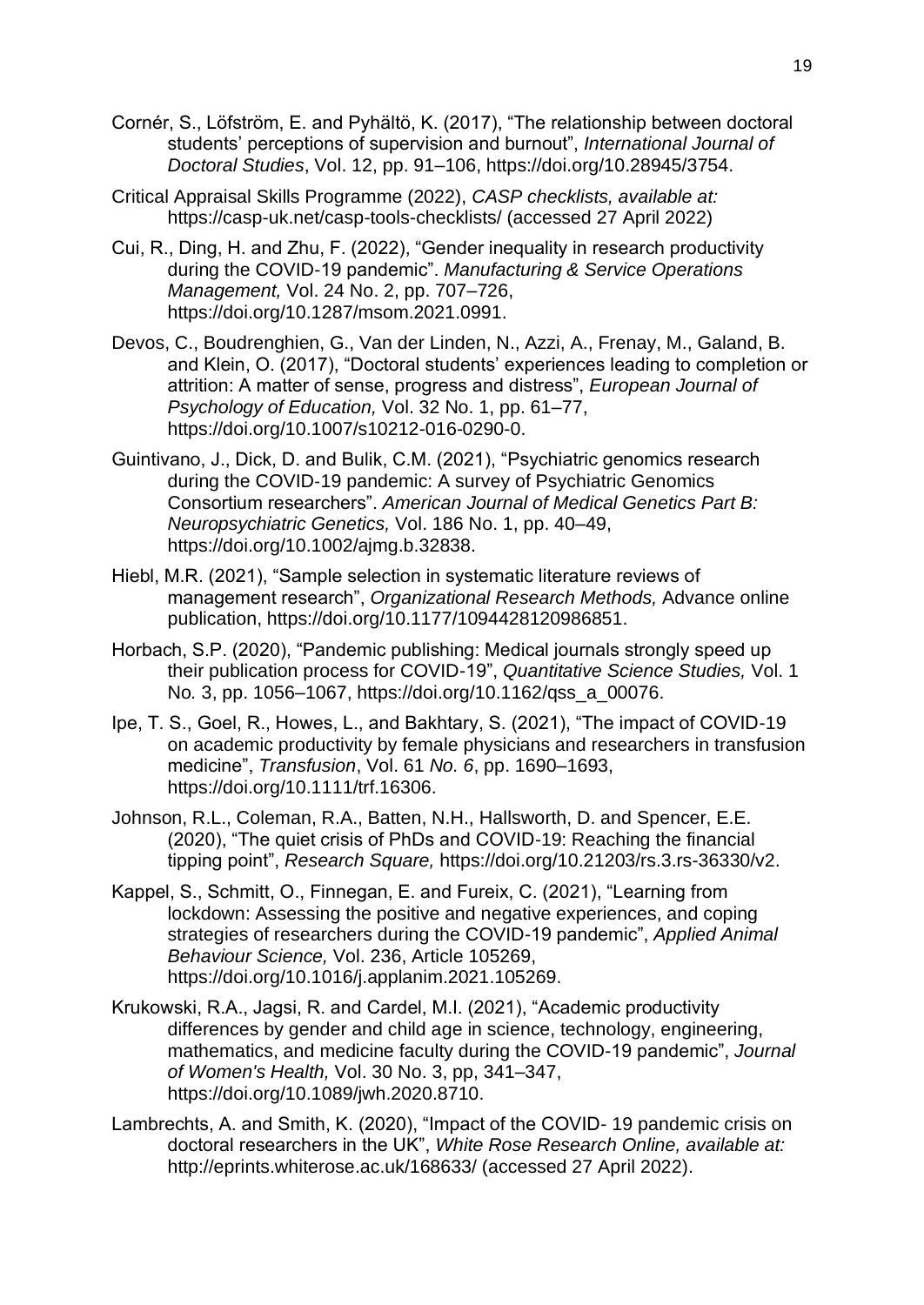Cornér, S., Löfström, E. and Pyhältö, K. (2017), "The relationship between doctoral students' perceptions of supervision and burnout", *International Journal of Doctoral Studies*, Vol. 12, pp. 91–106, https://doi.org/10.28945/3754.

Critical Appraisal Skills Programme (2022), *CASP checklists, available at:* https://casp-uk.net/casp-tools-checklists/ (accessed 27 April 2022)

Cui, R., Ding, H. and Zhu, F. (2022), "Gender inequality in research productivity during the COVID-19 pandemic". *Manufacturing & Service Operations Management,* Vol. 24 No. 2, pp. 707–726, https://doi.org/10.1287/msom.2021.0991.

Devos, C., Boudrenghien, G., Van der Linden, N., Azzi, A., Frenay, M., Galand, B. and Klein, O. (2017), "Doctoral students' experiences leading to completion or attrition: A matter of sense, progress and distress", *European Journal of Psychology of Education,* Vol. 32 No. 1, pp. 61–77, https://doi.org/10.1007/s10212-016-0290-0.

Guintivano, J., Dick, D. and Bulik, C.M. (2021), "Psychiatric genomics research during the COVID-19 pandemic: A survey of Psychiatric Genomics Consortium researchers". *American Journal of Medical Genetics Part B: Neuropsychiatric Genetics,* Vol. 186 No. 1, pp. 40–49, https://doi.org/10.1002/ajmg.b.32838.

Hiebl, M.R. (2021), "Sample selection in systematic literature reviews of management research", *Organizational Research Methods,* Advance online publication, https://doi.org/10.1177/1094428120986851.

Horbach, S.P. (2020), "Pandemic publishing: Medical journals strongly speed up their publication process for COVID-19", *Quantitative Science Studies,* Vol. 1 No. 3, pp. 1056–1067, https://doi.org/10.1162/qss_a_00076.

Ipe, T. S., Goel, R., Howes, L., and Bakhtary, S. (2021), "The impact of COVID-19 on academic productivity by female physicians and researchers in transfusion medicine", *Transfusion*, Vol. 61 *No. 6*, pp. 1690–1693, https://doi.org/10.1111/trf.16306.

Johnson, R.L., Coleman, R.A., Batten, N.H., Hallsworth, D. and Spencer, E.E. (2020), "The quiet crisis of PhDs and COVID-19: Reaching the financial tipping point", *Research Square,* https://doi.org/10.21203/rs.3.rs-36330/v2.

Kappel, S., Schmitt, O., Finnegan, E. and Fureix, C. (2021), "Learning from lockdown: Assessing the positive and negative experiences, and coping strategies of researchers during the COVID-19 pandemic", *Applied Animal Behaviour Science,* Vol. 236, Article 105269, https://doi.org/10.1016/j.applanim.2021.105269.

Krukowski, R.A., Jagsi, R. and Cardel, M.I. (2021), "Academic productivity differences by gender and child age in science, technology, engineering, mathematics, and medicine faculty during the COVID-19 pandemic", *Journal of Women's Health,* Vol. 30 No. 3, pp, 341–347, https://doi.org/10.1089/jwh.2020.8710.

Lambrechts, A. and Smith, K. (2020), "Impact of the COVID- 19 pandemic crisis on doctoral researchers in the UK", *White Rose Research Online, available at:* http://eprints.whiterose.ac.uk/168633/ (accessed 27 April 2022).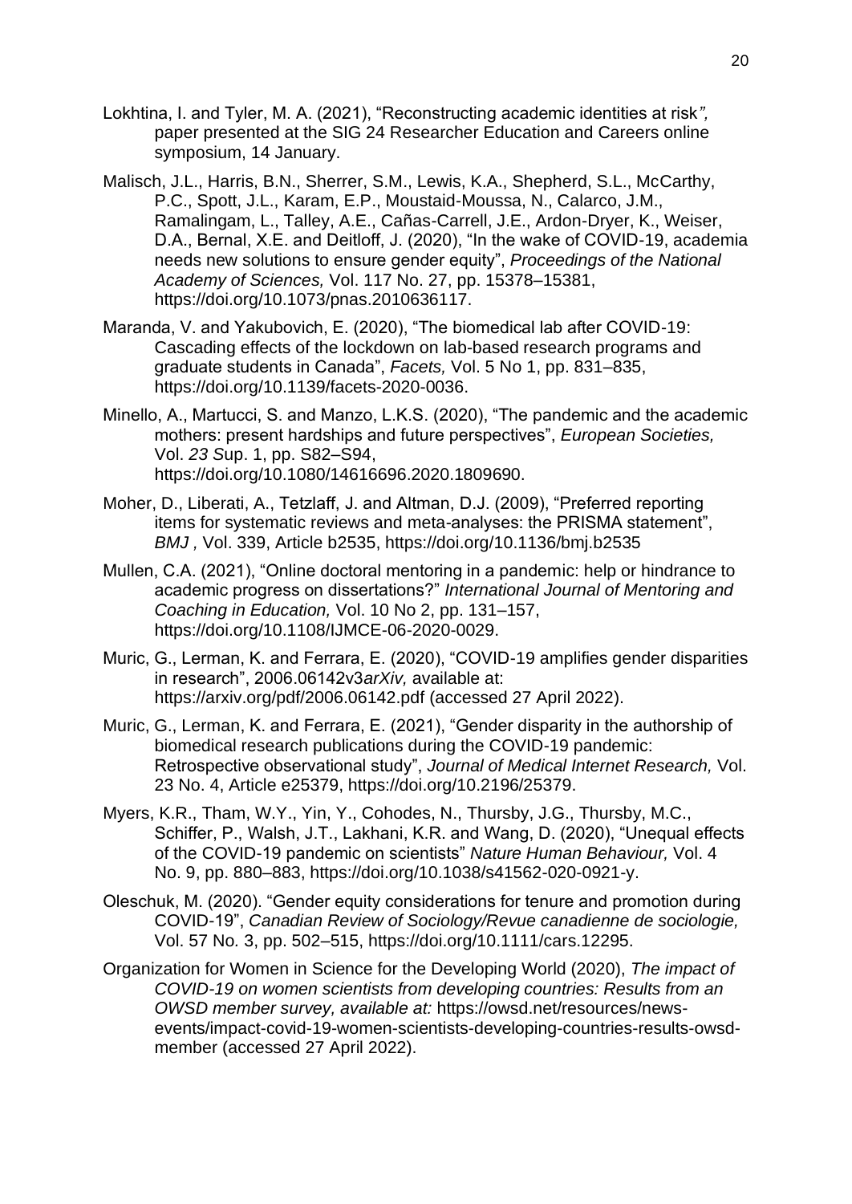Lokhtina, I. and Tyler, M. A. (2021), "Reconstructing academic identities at risk*",* paper presented at the SIG 24 Researcher Education and Careers online symposium, 14 January.

Malisch, J.L., Harris, B.N., Sherrer, S.M., Lewis, K.A., Shepherd, S.L., McCarthy, P.C., Spott, J.L., Karam, E.P., Moustaid-Moussa, N., Calarco, J.M., Ramalingam, L., Talley, A.E., Cañas-Carrell, J.E., Ardon-Dryer, K., Weiser, D.A., Bernal, X.E. and Deitloff, J. (2020), "In the wake of COVID-19, academia needs new solutions to ensure gender equity", *Proceedings of the National Academy of Sciences,* Vol. 117 No. 27, pp. 15378–15381, https://doi.org/10.1073/pnas.2010636117.

Maranda, V. and Yakubovich, E. (2020), "The biomedical lab after COVID-19: Cascading effects of the lockdown on lab-based research programs and graduate students in Canada", *Facets,* Vol. 5 No 1, pp. 831–835, https://doi.org/10.1139/facets-2020-0036.

Minello, A., Martucci, S. and Manzo, L.K.S. (2020), "The pandemic and the academic mothers: present hardships and future perspectives", *European Societies,* Vol. *23 S*up. 1, pp. S82–S94, https://doi.org/10.1080/14616696.2020.1809690.

Moher, D., Liberati, A., Tetzlaff, J. and Altman, D.J. (2009), "Preferred reporting items for systematic reviews and meta-analyses: the PRISMA statement", *BMJ ,* Vol. 339, Article b2535, https://doi.org/10.1136/bmj.b2535

Mullen, C.A. (2021), "Online doctoral mentoring in a pandemic: help or hindrance to academic progress on dissertations?" *International Journal of Mentoring and Coaching in Education,* Vol. 10 No 2, pp. 131–157, https://doi.org/10.1108/IJMCE-06-2020-0029.

Muric, G., Lerman, K. and Ferrara, E. (2020), "COVID-19 amplifies gender disparities in research", 2006.06142v3*arXiv,* available at: https://arxiv.org/pdf/2006.06142.pdf (accessed 27 April 2022).

Muric, G., Lerman, K. and Ferrara, E. (2021), "Gender disparity in the authorship of biomedical research publications during the COVID-19 pandemic: Retrospective observational study", *Journal of Medical Internet Research,* Vol. 23 No. 4, Article e25379, https://doi.org/10.2196/25379.

Myers, K.R., Tham, W.Y., Yin, Y., Cohodes, N., Thursby, J.G., Thursby, M.C., Schiffer, P., Walsh, J.T., Lakhani, K.R. and Wang, D. (2020), "Unequal effects of the COVID-19 pandemic on scientists" *Nature Human Behaviour,* Vol. 4 No. 9, pp. 880–883, https://doi.org/10.1038/s41562-020-0921-y.

Oleschuk, M. (2020). "Gender equity considerations for tenure and promotion during COVID-19", *Canadian Review of Sociology/Revue canadienne de sociologie,* Vol. 57 No. 3, pp. 502–515, https://doi.org/10.1111/cars.12295.

Organization for Women in Science for the Developing World (2020), *The impact of COVID-19 on women scientists from developing countries: Results from an OWSD member survey, available at:* https://owsd.net/resources/news-events/impact-covid-19-women-scientists-developing-countries-results-owsd-member (accessed 27 April 2022).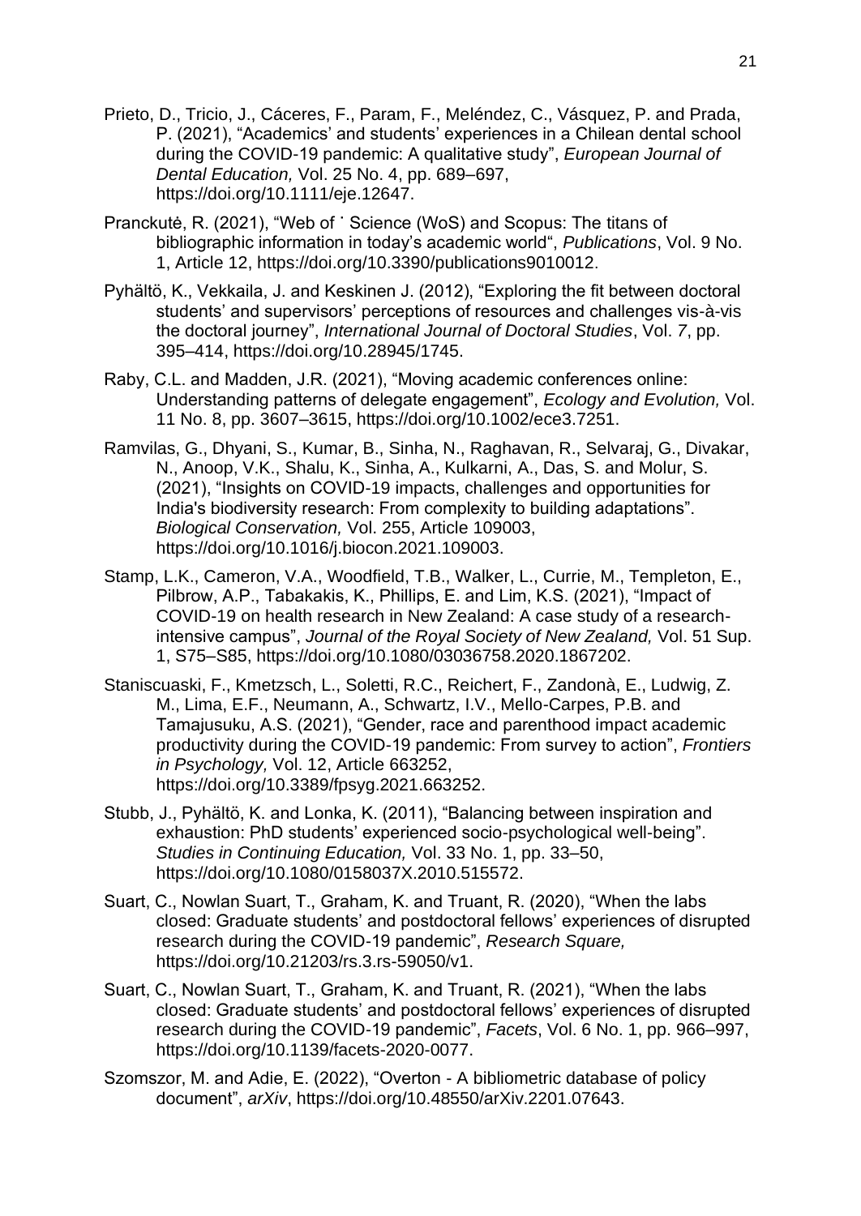Prieto, D., Tricio, J., Cáceres, F., Param, F., Meléndez, C., Vásquez, P. and Prada, P. (2021), "Academics' and students' experiences in a Chilean dental school during the COVID-19 pandemic: A qualitative study", *European Journal of Dental Education,* Vol. 25 No. 4, pp. 689–697, https://doi.org/10.1111/eje.12647.

Pranckutė, R. (2021), "Web of ˙ Science (WoS) and Scopus: The titans of bibliographic information in today's academic world", *Publications*, Vol. 9 No. 1, Article 12, https://doi.org/10.3390/publications9010012.

Pyhältö, K., Vekkaila, J. and Keskinen J. (2012), "Exploring the fit between doctoral students' and supervisors' perceptions of resources and challenges vis-à-vis the doctoral journey", *International Journal of Doctoral Studies*, Vol. *7*, pp. 395–414, https://doi.org/10.28945/1745.

Raby, C.L. and Madden, J.R. (2021), "Moving academic conferences online: Understanding patterns of delegate engagement", *Ecology and Evolution,* Vol. 11 No. 8, pp. 3607–3615, https://doi.org/10.1002/ece3.7251.

Ramvilas, G., Dhyani, S., Kumar, B., Sinha, N., Raghavan, R., Selvaraj, G., Divakar, N., Anoop, V.K., Shalu, K., Sinha, A., Kulkarni, A., Das, S. and Molur, S. (2021), "Insights on COVID-19 impacts, challenges and opportunities for India's biodiversity research: From complexity to building adaptations". *Biological Conservation,* Vol. 255, Article 109003, https://doi.org/10.1016/j.biocon.2021.109003.

Stamp, L.K., Cameron, V.A., Woodfield, T.B., Walker, L., Currie, M., Templeton, E., Pilbrow, A.P., Tabakakis, K., Phillips, E. and Lim, K.S. (2021), "Impact of COVID-19 on health research in New Zealand: A case study of a research-intensive campus", *Journal of the Royal Society of New Zealand,* Vol. 51 Sup. 1, S75–S85, https://doi.org/10.1080/03036758.2020.1867202.

Staniscuaski, F., Kmetzsch, L., Soletti, R.C., Reichert, F., Zandonà, E., Ludwig, Z. M., Lima, E.F., Neumann, A., Schwartz, I.V., Mello-Carpes, P.B. and Tamajusuku, A.S. (2021), "Gender, race and parenthood impact academic productivity during the COVID-19 pandemic: From survey to action", *Frontiers in Psychology,* Vol. 12, Article 663252, https://doi.org/10.3389/fpsyg.2021.663252.

Stubb, J., Pyhältö, K. and Lonka, K. (2011), "Balancing between inspiration and exhaustion: PhD students' experienced socio-psychological well-being". *Studies in Continuing Education,* Vol. 33 No. 1, pp. 33–50, https://doi.org/10.1080/0158037X.2010.515572.

Suart, C., Nowlan Suart, T., Graham, K. and Truant, R. (2020), "When the labs closed: Graduate students' and postdoctoral fellows' experiences of disrupted research during the COVID-19 pandemic", *Research Square,* https://doi.org/10.21203/rs.3.rs-59050/v1.

Suart, C., Nowlan Suart, T., Graham, K. and Truant, R. (2021), "When the labs closed: Graduate students' and postdoctoral fellows' experiences of disrupted research during the COVID-19 pandemic", *Facets*, Vol. 6 No. 1, pp. 966–997, https://doi.org/10.1139/facets-2020-0077.

Szomszor, M. and Adie, E. (2022), "Overton - A bibliometric database of policy document", *arXiv*, https://doi.org/10.48550/arXiv.2201.07643.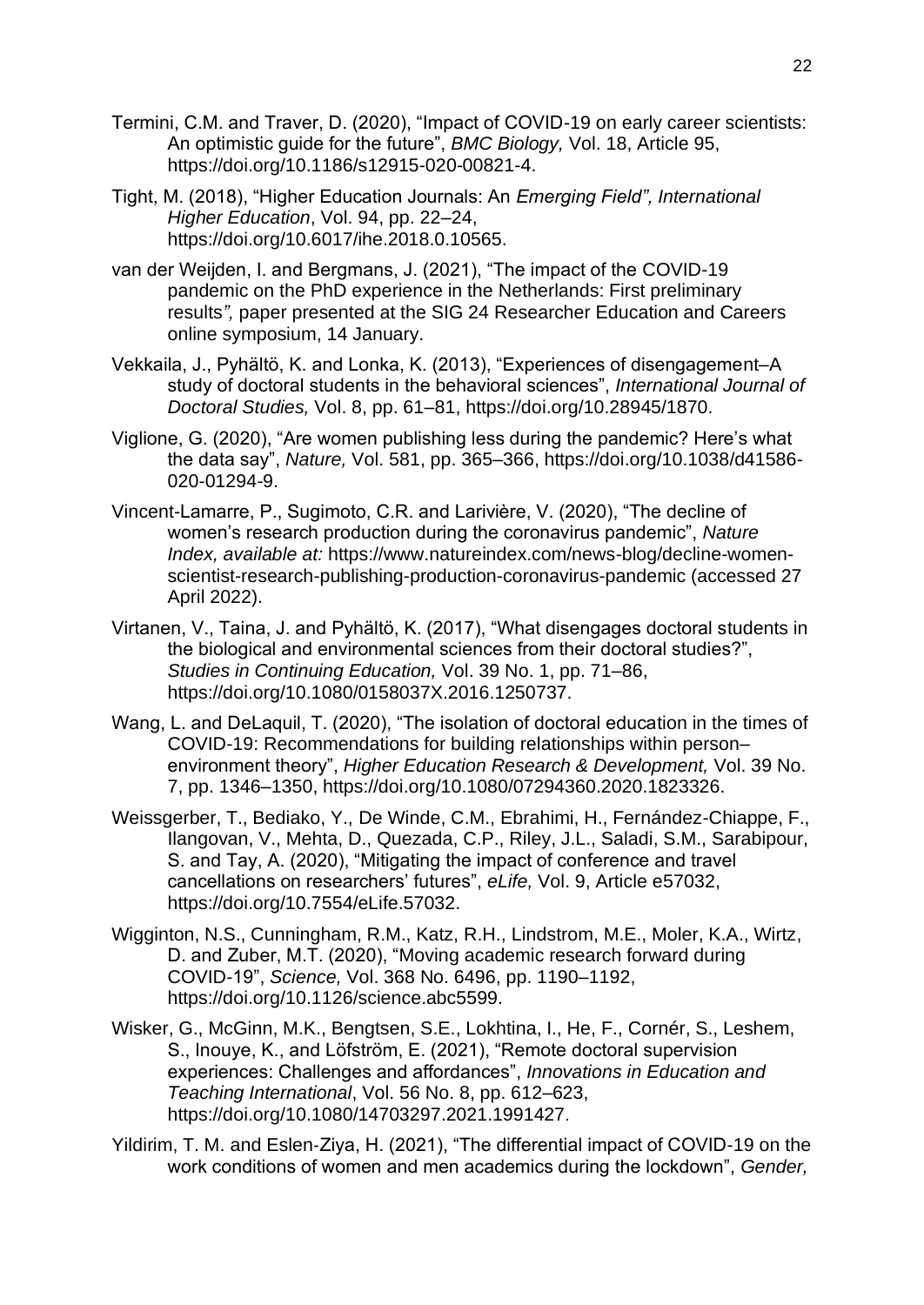Termini, C.M. and Traver, D. (2020), "Impact of COVID-19 on early career scientists: An optimistic guide for the future", *BMC Biology,* Vol. 18, Article 95, https://doi.org/10.1186/s12915-020-00821-4.

Tight, M. (2018), "Higher Education Journals: An *Emerging Field", International Higher Education*, Vol. 94, pp. 22–24, https://doi.org/10.6017/ihe.2018.0.10565.

van der Weijden, I. and Bergmans, J. (2021), "The impact of the COVID-19 pandemic on the PhD experience in the Netherlands: First preliminary results*",* paper presented at the SIG 24 Researcher Education and Careers online symposium, 14 January.

Vekkaila, J., Pyhältö, K. and Lonka, K. (2013), "Experiences of disengagement–A study of doctoral students in the behavioral sciences", *International Journal of Doctoral Studies,* Vol. 8, pp. 61–81, https://doi.org/10.28945/1870.

Viglione, G. (2020), "Are women publishing less during the pandemic? Here's what the data say", *Nature,* Vol. 581, pp. 365–366, https://doi.org/10.1038/d41586-020-01294-9.

Vincent-Lamarre, P., Sugimoto, C.R. and Larivière, V. (2020), "The decline of women's research production during the coronavirus pandemic", *Nature Index, available at:* https://www.natureindex.com/news-blog/decline-women-scientist-research-publishing-production-coronavirus-pandemic (accessed 27 April 2022).

Virtanen, V., Taina, J. and Pyhältö, K. (2017), "What disengages doctoral students in the biological and environmental sciences from their doctoral studies?", *Studies in Continuing Education,* Vol. 39 No. 1, pp. 71–86, https://doi.org/10.1080/0158037X.2016.1250737.

Wang, L. and DeLaquil, T. (2020), "The isolation of doctoral education in the times of COVID-19: Recommendations for building relationships within person–environment theory", *Higher Education Research & Development,* Vol. 39 No. 7, pp. 1346–1350, https://doi.org/10.1080/07294360.2020.1823326.

Weissgerber, T., Bediako, Y., De Winde, C.M., Ebrahimi, H., Fernández-Chiappe, F., Ilangovan, V., Mehta, D., Quezada, C.P., Riley, J.L., Saladi, S.M., Sarabipour, S. and Tay, A. (2020), "Mitigating the impact of conference and travel cancellations on researchers' futures", *eLife,* Vol. 9, Article e57032, https://doi.org/10.7554/eLife.57032.

Wigginton, N.S., Cunningham, R.M., Katz, R.H., Lindstrom, M.E., Moler, K.A., Wirtz, D. and Zuber, M.T. (2020), "Moving academic research forward during COVID-19", *Science,* Vol. 368 No. 6496, pp. 1190–1192, https://doi.org/10.1126/science.abc5599.

Wisker, G., McGinn, M.K., Bengtsen, S.E., Lokhtina, I., He, F., Cornér, S., Leshem, S., Inouye, K., and Löfström, E. (2021), "Remote doctoral supervision experiences: Challenges and affordances", *Innovations in Education and Teaching International*, Vol. 56 No. 8, pp. 612–623, https://doi.org/10.1080/14703297.2021.1991427.

Yildirim, T. M. and Eslen-Ziya, H. (2021), "The differential impact of COVID-19 on the work conditions of women and men academics during the lockdown", *Gender,*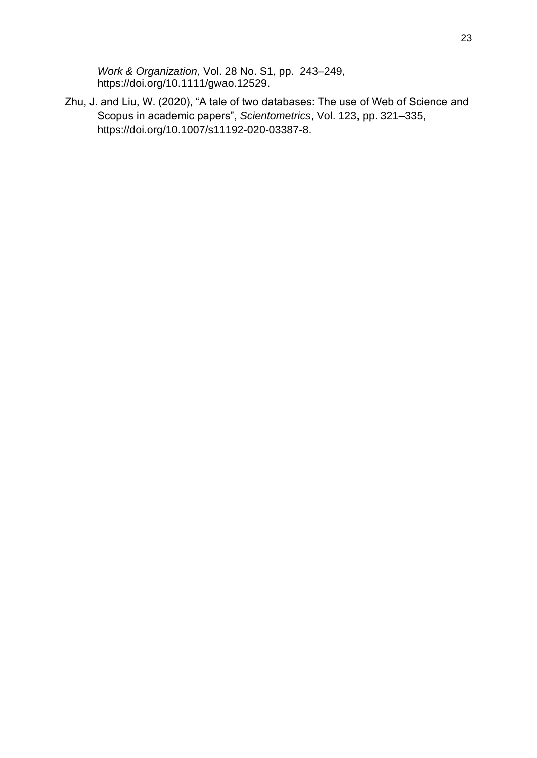*Work & Organization,* Vol. 28 No. S1, pp. 243–249, https://doi.org/10.1111/gwao.12529.

Zhu, J. and Liu, W. (2020), "A tale of two databases: The use of Web of Science and Scopus in academic papers", *Scientometrics*, Vol. 123, pp. 321–335, https://doi.org/10.1007/s11192-020-03387-8.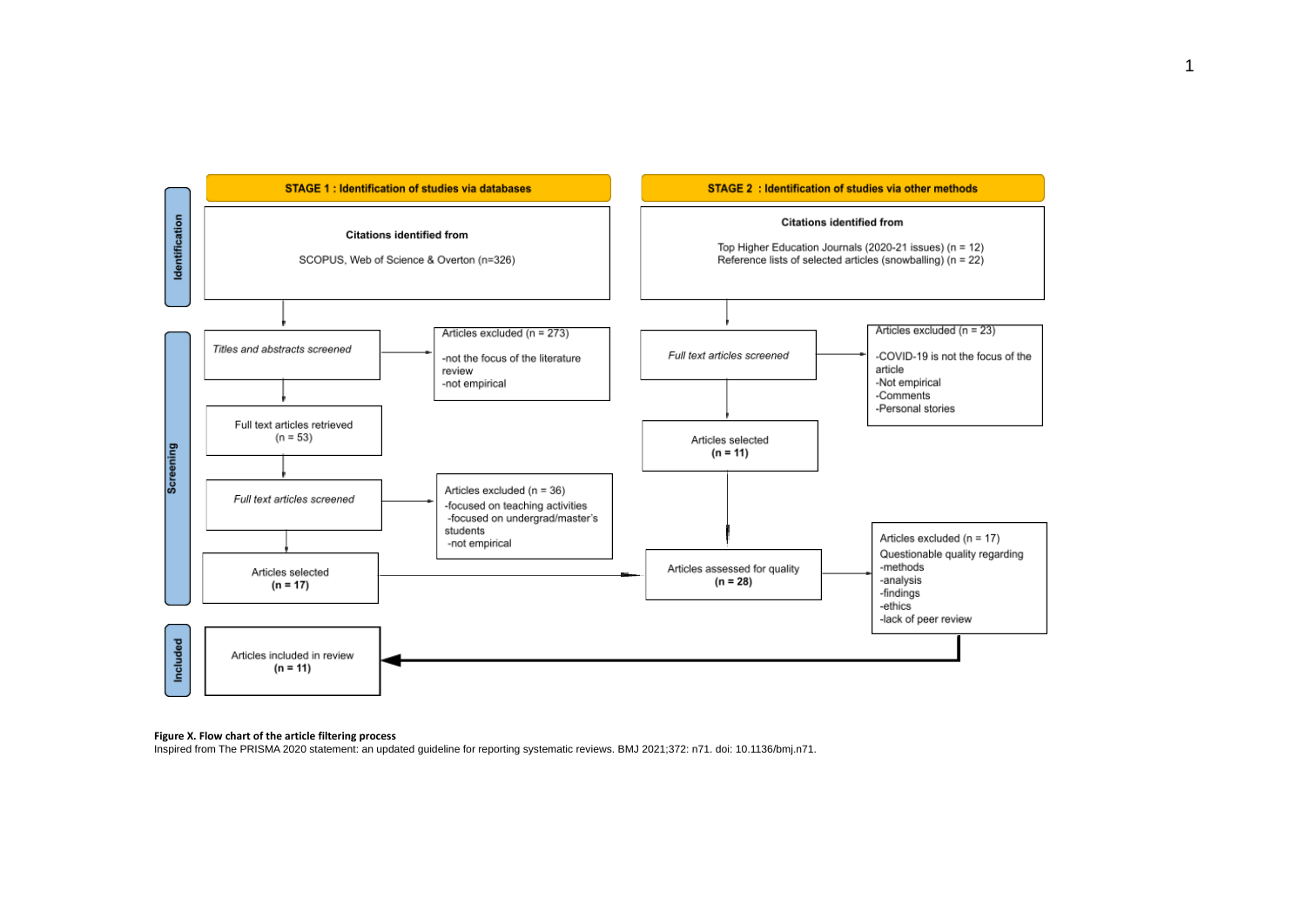STAGE 1 : Identification of studies via databases

STAGE 2 : Identification of studies via other methods

**Identification**

**Citations identified from**

SCOPUS, Web of Science & Overton (n=326)

**Citations identified from**

Top Higher Education Journals (2020-21 issues) (n = 12)
Reference lists of selected articles (snowballing) (n = 22)

**Screening**

*Titles and abstracts screened*

Articles excluded (n = 273)

-not the focus of the literature review
-not empirical

Full text articles retrieved (n = 53)

*Full text articles screened*

Articles excluded (n = 36)
-focused on teaching activities
-focused on undergrad/master's students
-not empirical

Articles selected
**(n = 17)**

*Full text articles screened*

Articles excluded (n = 23)

-COVID-19 is not the focus of the article
-Not empirical
-Comments
-Personal stories

Articles selected
**(n = 11)**

Articles assessed for quality
**(n = 28)**

Articles excluded (n = 17)
Questionable quality regarding
-methods
-analysis
-findings
-ethics
-lack of peer review

**Included**

Articles included in review
**(n = 11)**

**Figure X. Flow chart of the article filtering process**
Inspired from The PRISMA 2020 statement: an updated guideline for reporting systematic reviews. BMJ 2021;372: n71. doi: 10.1136/bmj.n71.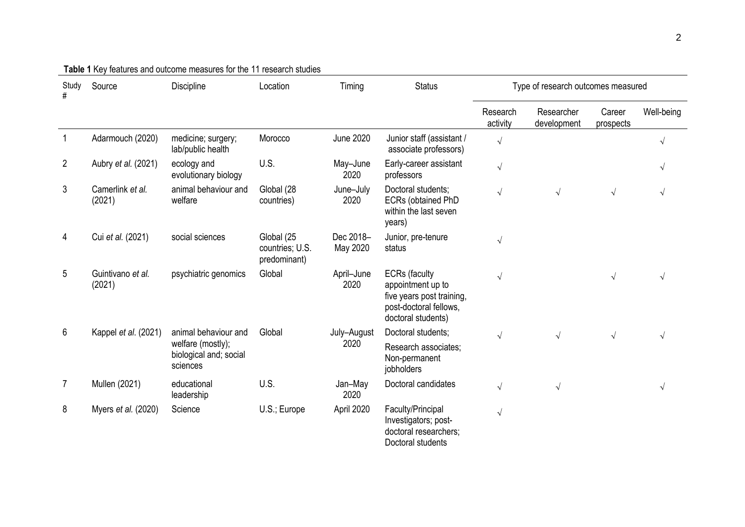**Table 1** Key features and outcome measures for the 11 research studies

| Study # | Source | Discipline | Location | Timing | Status | Type of research outcomes measured | | | |
|---|---|---|---|---|---|---|---|---|---|
| | | | | | | Research activity | Researcher development | Career prospects | Well-being |
| 1 | Adarmouch (2020) | medicine; surgery; lab/public health | Morocco | June 2020 | Junior staff (assistant / associate professors) | √ | | | √ |
| 2 | Aubry *et al.* (2021) | ecology and evolutionary biology | U.S. | May–June 2020 | Early-career assistant professors | √ | | | √ |
| 3 | Camerlink *et al.* (2021) | animal behaviour and welfare | Global (28 countries) | June–July 2020 | Doctoral students; ECRs (obtained PhD within the last seven years) | √ | √ | √ | √ |
| 4 | Cui *et al.* (2021) | social sciences | Global (25 countries; U.S. predominant) | Dec 2018–May 2020 | Junior, pre-tenure status | √ | | | |
| 5 | Guintivano *et al.* (2021) | psychiatric genomics | Global | April–June 2020 | ECRs (faculty appointment up to five years post training, post-doctoral fellows, doctoral students) | √ | | √ | √ |
| 6 | Kappel *et al.* (2021) | animal behaviour and welfare (mostly); biological and; social sciences | Global | July–August 2020 | Doctoral students; Research associates; Non-permanent jobholders | √ | √ | √ | √ |
| 7 | Mullen (2021) | educational leadership | U.S. | Jan–May 2020 | Doctoral candidates | √ | √ | | √ |
| 8 | Myers *et al.* (2020) | Science | U.S.; Europe | April 2020 | Faculty/Principal Investigators; post-doctoral researchers; Doctoral students | √ | | | |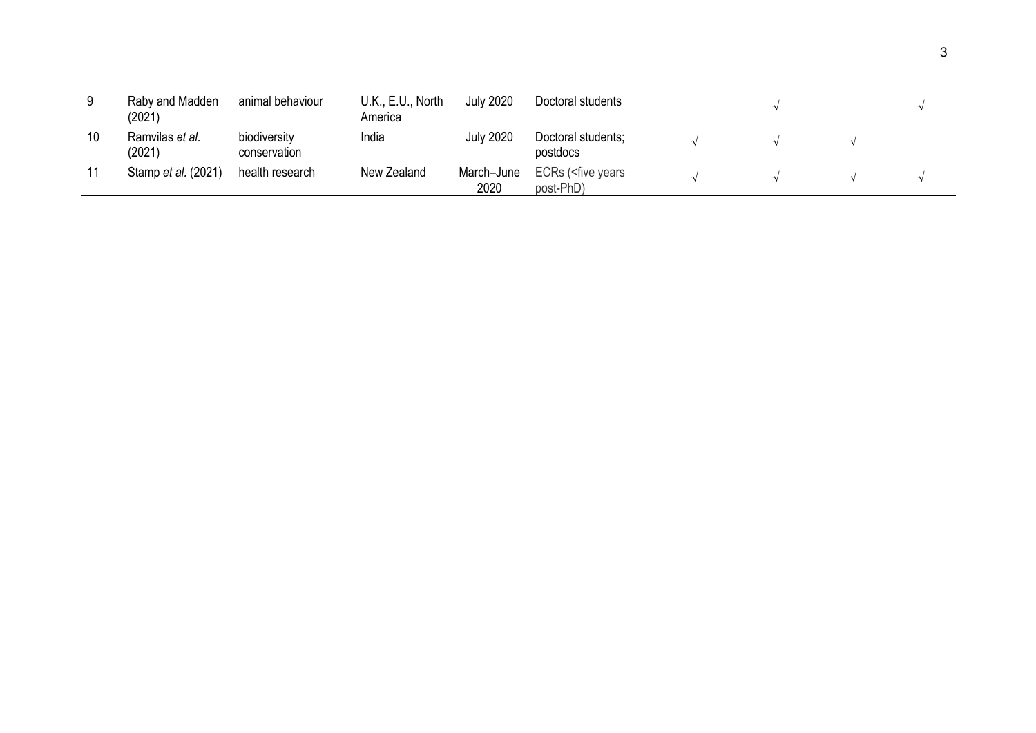| | | | | | | | | | |
|---|---|---|---|---|---|---|---|---|---|
| 9 | Raby and Madden (2021) | animal behaviour | U.K., E.U., North America | July 2020 | Doctoral students | | √ | | √ |
| 10 | Ramvilas *et al.* (2021) | biodiversity conservation | India | July 2020 | Doctoral students; postdocs | √ | √ | √ | |
| 11 | Stamp *et al.* (2021) | health research | New Zealand | March–June 2020 | ECRs (<five years post-PhD) | √ | √ | √ | √ |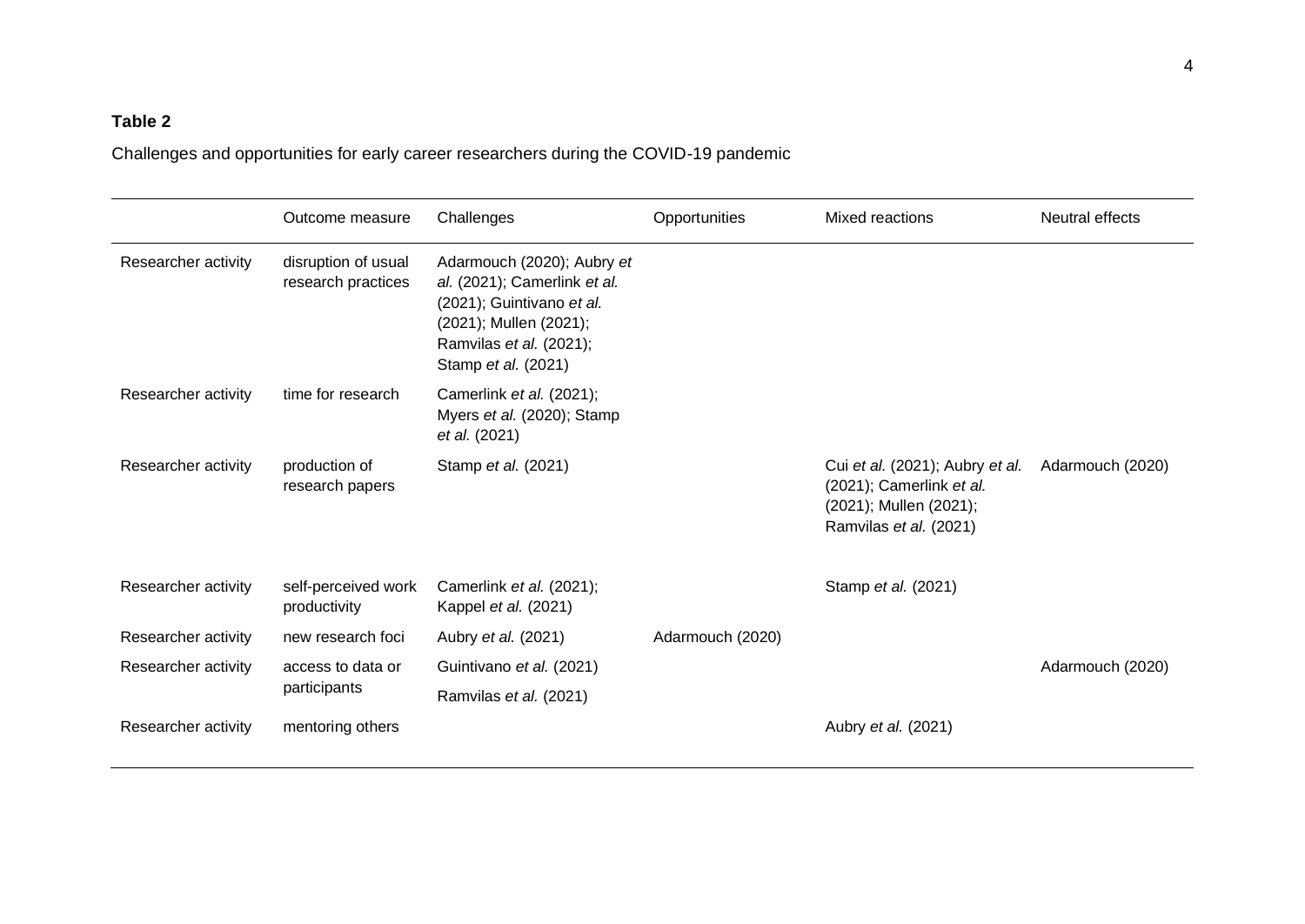**Table 2**

Challenges and opportunities for early career researchers during the COVID-19 pandemic

| | Outcome measure | Challenges | Opportunities | Mixed reactions | Neutral effects |
|---|---|---|---|---|---|
| Researcher activity | disruption of usual research practices | Adarmouch (2020); Aubry *et al.* (2021); Camerlink *et al.* (2021); Guintivano *et al.* (2021); Mullen (2021); Ramvilas *et al.* (2021); Stamp *et al.* (2021) | | | |
| Researcher activity | time for research | Camerlink *et al.* (2021); Myers *et al.* (2020); Stamp *et al.* (2021) | | | |
| Researcher activity | production of research papers | Stamp *et al.* (2021) | | Cui *et al.* (2021); Aubry *et al.* (2021); Camerlink *et al.* (2021); Mullen (2021); Ramvilas *et al.* (2021) | Adarmouch (2020) |
| Researcher activity | self-perceived work productivity | Camerlink *et al.* (2021); Kappel *et al.* (2021) | | Stamp *et al.* (2021) | |
| Researcher activity | new research foci | Aubry *et al.* (2021) | Adarmouch (2020) | | |
| Researcher activity | access to data or participants | Guintivano *et al.* (2021) Ramvilas *et al.* (2021) | | | Adarmouch (2020) |
| Researcher activity | mentoring others | | | Aubry *et al.* (2021) | |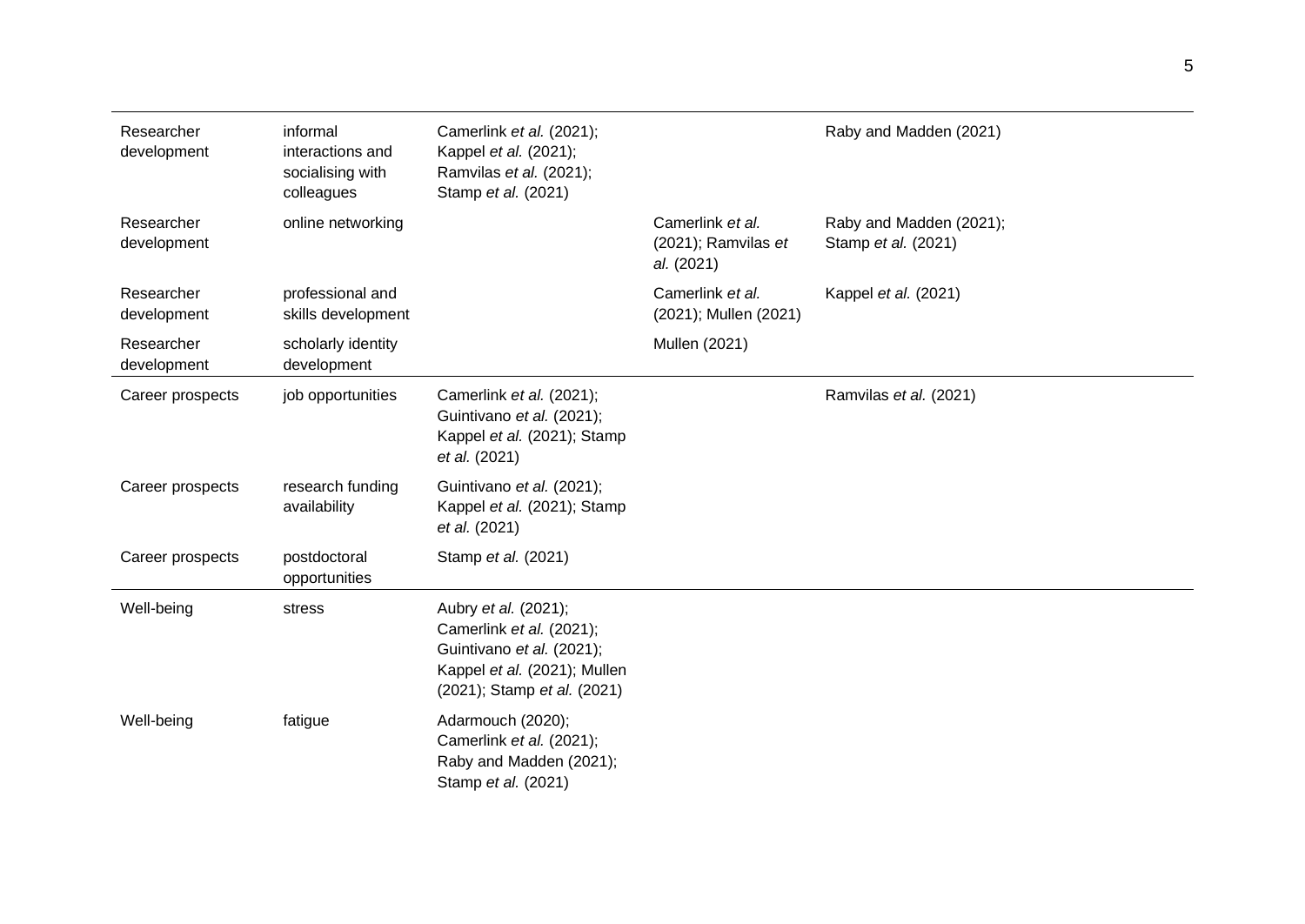| | | | | |
|---|---|---|---|---|
| Researcher development | informal interactions and socialising with colleagues | Camerlink *et al.* (2021); Kappel *et al.* (2021); Ramvilas *et al.* (2021); Stamp *et al.* (2021) | | Raby and Madden (2021) |
| Researcher development | online networking | | Camerlink *et al.* (2021); Ramvilas *et al.* (2021) | Raby and Madden (2021); Stamp *et al.* (2021) |
| Researcher development | professional and skills development | | Camerlink *et al.* (2021); Mullen (2021) | Kappel *et al.* (2021) |
| Researcher development | scholarly identity development | | Mullen (2021) | |
| Career prospects | job opportunities | Camerlink *et al.* (2021); Guintivano *et al.* (2021); Kappel *et al.* (2021); Stamp *et al.* (2021) | | Ramvilas *et al.* (2021) |
| Career prospects | research funding availability | Guintivano *et al.* (2021); Kappel *et al.* (2021); Stamp *et al.* (2021) | | |
| Career prospects | postdoctoral opportunities | Stamp *et al.* (2021) | | |
| Well-being | stress | Aubry *et al.* (2021); Camerlink *et al.* (2021); Guintivano *et al.* (2021); Kappel *et al.* (2021); Mullen (2021); Stamp *et al.* (2021) | | |
| Well-being | fatigue | Adarmouch (2020); Camerlink *et al.* (2021); Raby and Madden (2021); Stamp *et al.* (2021) | | |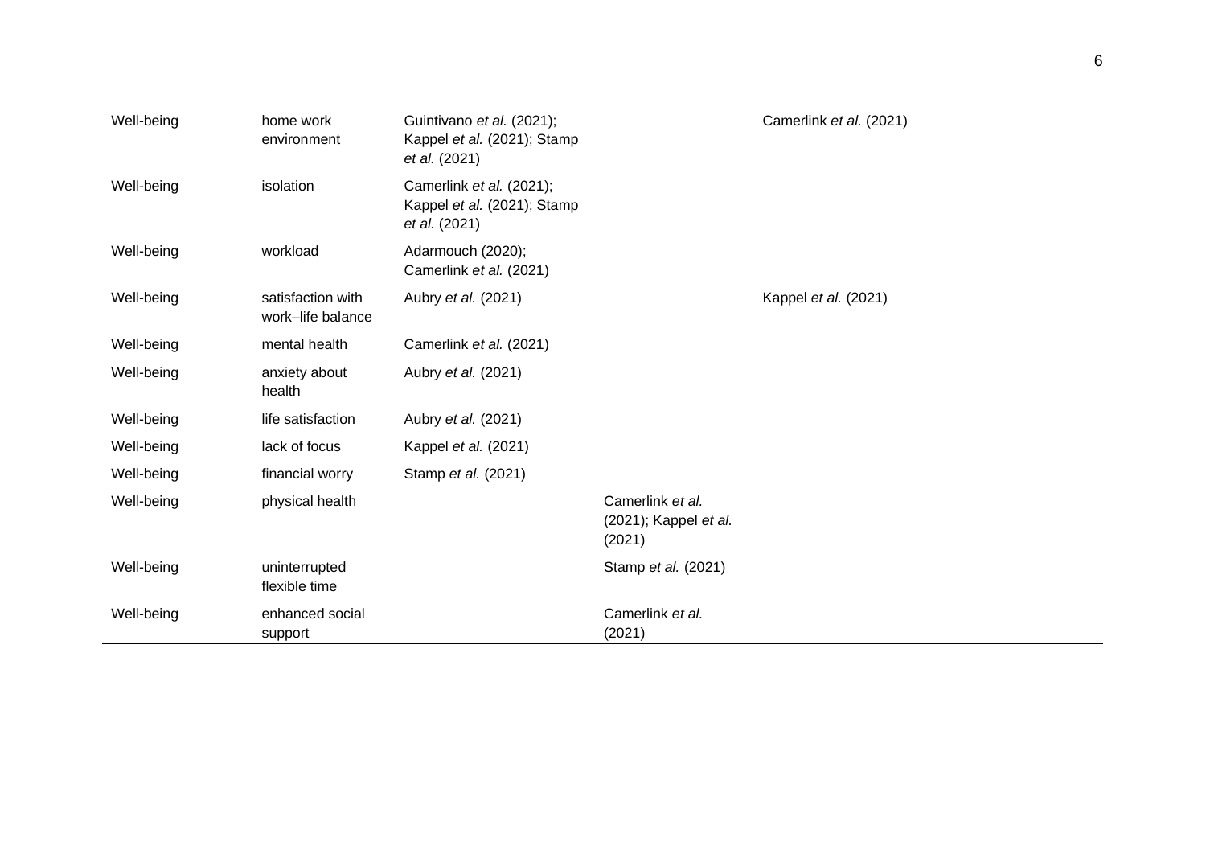| | | | | |
|---|---|---|---|---|
| Well-being | home work environment | Guintivano *et al.* (2021); Kappel *et al.* (2021); Stamp *et al.* (2021) | | Camerlink *et al.* (2021) |
| Well-being | isolation | Camerlink *et al.* (2021); Kappel *et al.* (2021); Stamp *et al.* (2021) | | |
| Well-being | workload | Adarmouch (2020); Camerlink *et al.* (2021) | | |
| Well-being | satisfaction with work–life balance | Aubry *et al.* (2021) | | Kappel *et al.* (2021) |
| Well-being | mental health | Camerlink *et al.* (2021) | | |
| Well-being | anxiety about health | Aubry *et al.* (2021) | | |
| Well-being | life satisfaction | Aubry *et al.* (2021) | | |
| Well-being | lack of focus | Kappel *et al.* (2021) | | |
| Well-being | financial worry | Stamp *et al.* (2021) | | |
| Well-being | physical health | | Camerlink *et al.* (2021); Kappel *et al.* (2021) | |
| Well-being | uninterrupted flexible time | | Stamp *et al.* (2021) | |
| Well-being | enhanced social support | | Camerlink *et al.* (2021) | |